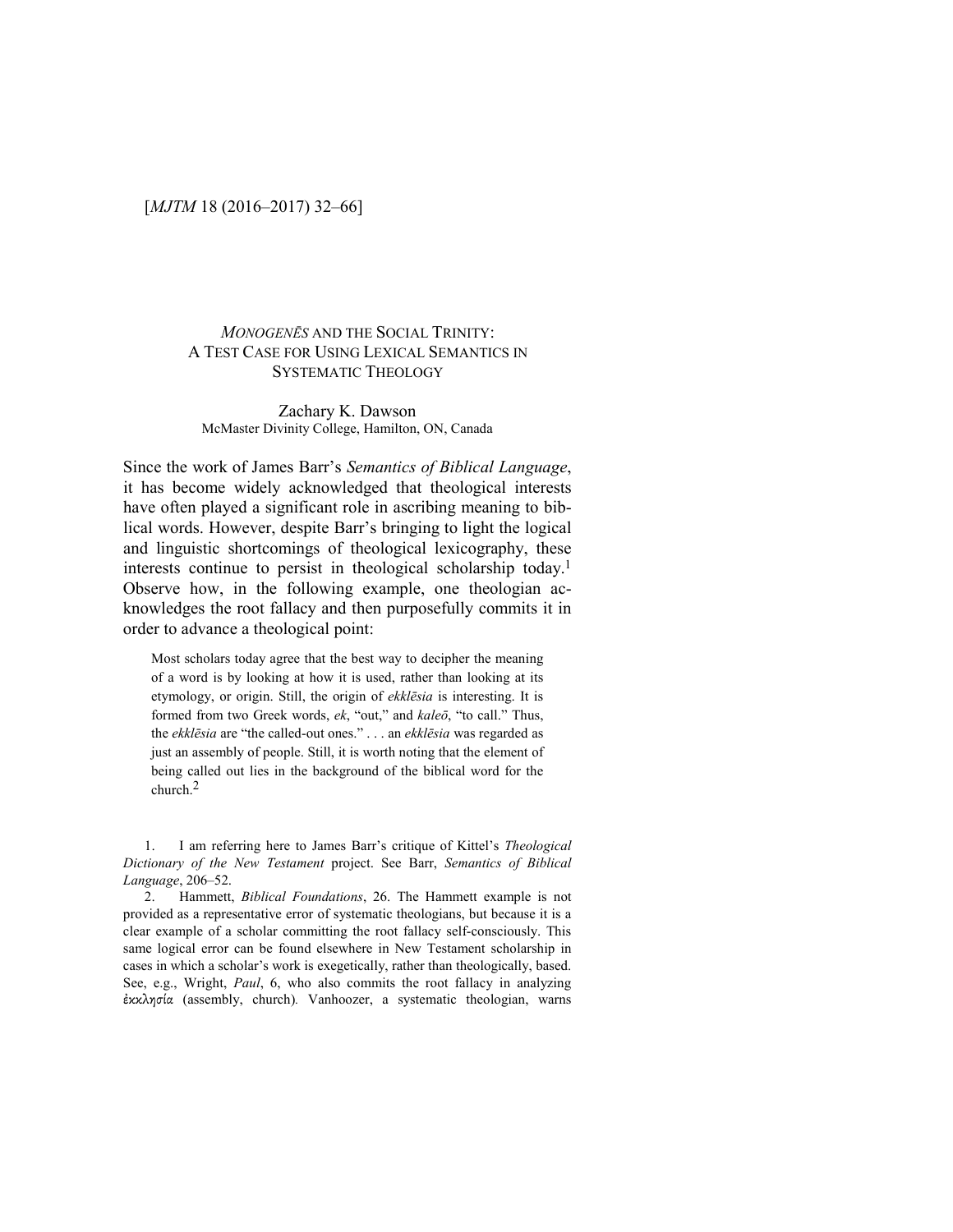# *MONOGENĒS* AND THE SOCIAL TRINITY: A TEST CASE FOR USING LEXICAL SEMANTICS IN SYSTEMATIC THEOLOGY

Zachary K. Dawson
McMaster Divinity College, Hamilton, ON, Canada

Since the work of James Barr's *Semantics of Biblical Language*, it has become widely acknowledged that theological interests have often played a significant role in ascribing meaning to biblical words. However, despite Barr's bringing to light the logical and linguistic shortcomings of theological lexicography, these interests continue to persist in theological scholarship today.[1] Observe how, in the following example, one theologian acknowledges the root fallacy and then purposefully commits it in order to advance a theological point:

> Most scholars today agree that the best way to decipher the meaning of a word is by looking at how it is used, rather than looking at its etymology, or origin. Still, the origin of *ekklēsia* is interesting. It is formed from two Greek words, *ek*, "out," and *kaleō*, "to call." Thus, the *ekklēsia* are "the called-out ones." . . . an *ekklēsia* was regarded as just an assembly of people. Still, it is worth noting that the element of being called out lies in the background of the biblical word for the church.[2]

1. I am referring here to James Barr's critique of Kittel's *Theological Dictionary of the New Testament* project. See Barr, *Semantics of Biblical Language*, 206–52.

2. Hammett, *Biblical Foundations*, 26. The Hammett example is not provided as a representative error of systematic theologians, but because it is a clear example of a scholar committing the root fallacy self-consciously. This same logical error can be found elsewhere in New Testament scholarship in cases in which a scholar's work is exegetically, rather than theologically, based. See, e.g., Wright, *Paul*, 6, who also commits the root fallacy in analyzing ἐκκλησία (assembly, church). Vanhoozer, a systematic theologian, warns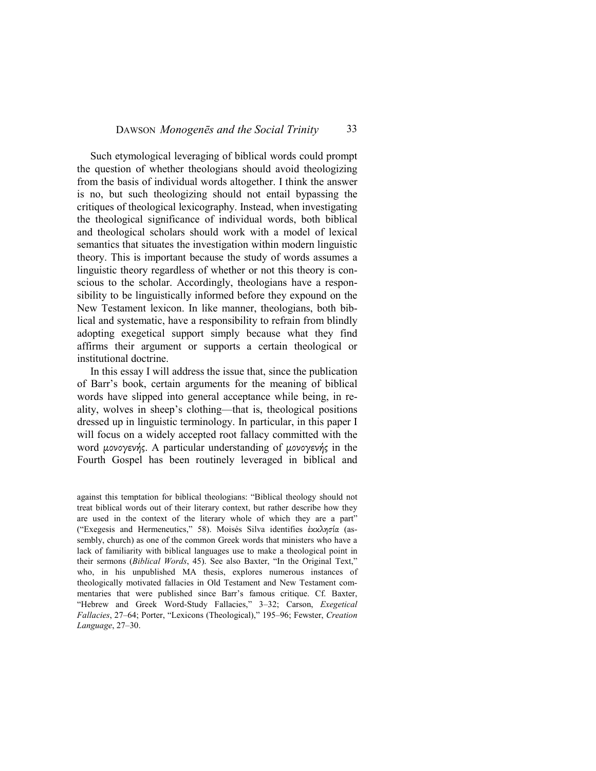Such etymological leveraging of biblical words could prompt the question of whether theologians should avoid theologizing from the basis of individual words altogether. I think the answer is no, but such theologizing should not entail bypassing the critiques of theological lexicography. Instead, when investigating the theological significance of individual words, both biblical and theological scholars should work with a model of lexical semantics that situates the investigation within modern linguistic theory. This is important because the study of words assumes a linguistic theory regardless of whether or not this theory is conscious to the scholar. Accordingly, theologians have a responsibility to be linguistically informed before they expound on the New Testament lexicon. In like manner, theologians, both biblical and systematic, have a responsibility to refrain from blindly adopting exegetical support simply because what they find affirms their argument or supports a certain theological or institutional doctrine.

In this essay I will address the issue that, since the publication of Barr's book, certain arguments for the meaning of biblical words have slipped into general acceptance while being, in reality, wolves in sheep's clothing—that is, theological positions dressed up in linguistic terminology. In particular, in this paper I will focus on a widely accepted root fallacy committed with the word μονογενής. A particular understanding of μονογενής in the Fourth Gospel has been routinely leveraged in biblical and

against this temptation for biblical theologians: "Biblical theology should not treat biblical words out of their literary context, but rather describe how they are used in the context of the literary whole of which they are a part" ("Exegesis and Hermeneutics," 58). Moisés Silva identifies ἐκκλησία (assembly, church) as one of the common Greek words that ministers who have a lack of familiarity with biblical languages use to make a theological point in their sermons (*Biblical Words*, 45). See also Baxter, "In the Original Text," who, in his unpublished MA thesis, explores numerous instances of theologically motivated fallacies in Old Testament and New Testament commentaries that were published since Barr's famous critique. Cf. Baxter, "Hebrew and Greek Word-Study Fallacies," 3–32; Carson, *Exegetical Fallacies*, 27–64; Porter, "Lexicons (Theological)," 195–96; Fewster, *Creation Language*, 27–30.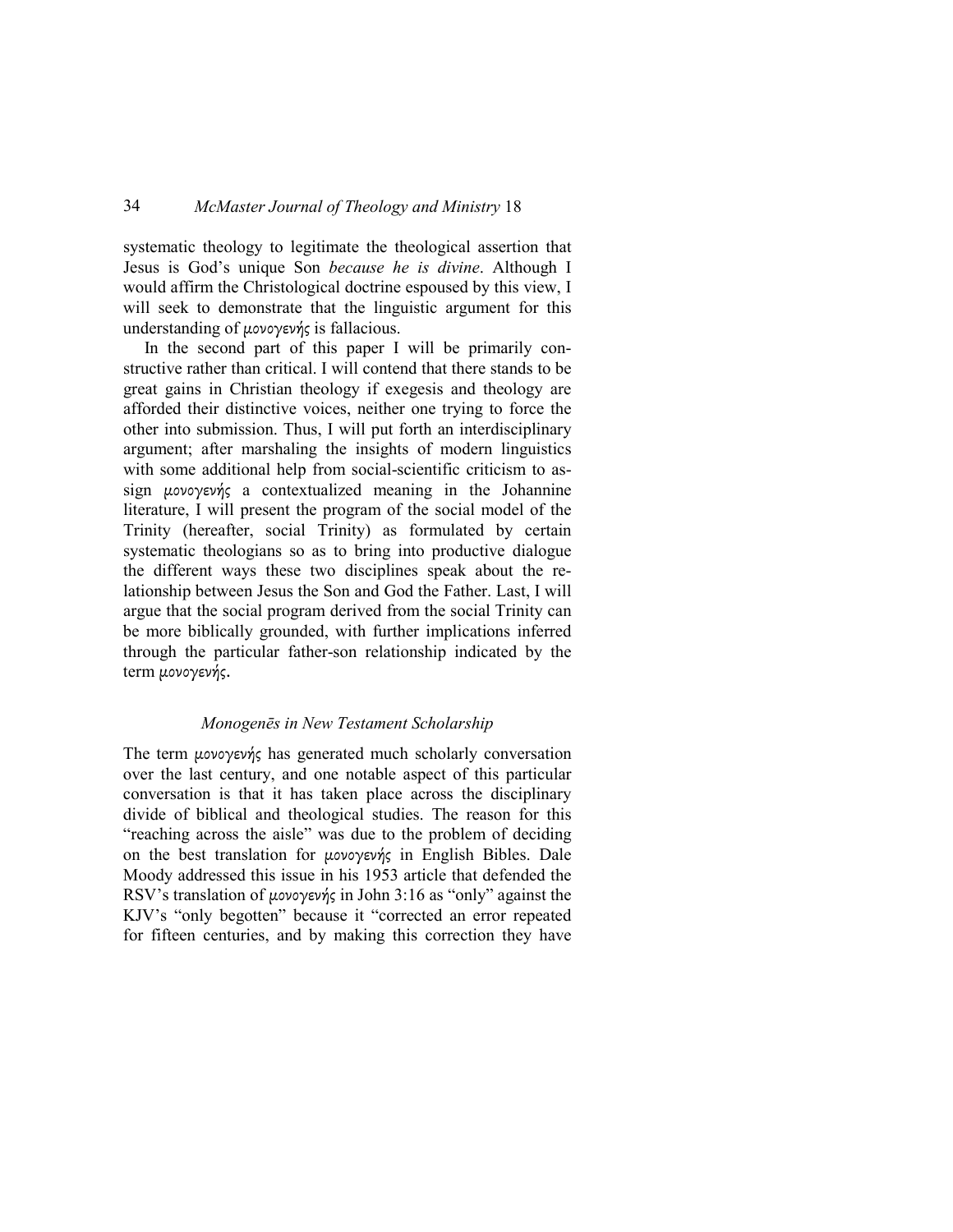systematic theology to legitimate the theological assertion that Jesus is God's unique Son *because he is divine*. Although I would affirm the Christological doctrine espoused by this view, I will seek to demonstrate that the linguistic argument for this understanding of μονογενής is fallacious.

In the second part of this paper I will be primarily constructive rather than critical. I will contend that there stands to be great gains in Christian theology if exegesis and theology are afforded their distinctive voices, neither one trying to force the other into submission. Thus, I will put forth an interdisciplinary argument; after marshaling the insights of modern linguistics with some additional help from social-scientific criticism to assign μονογενής a contextualized meaning in the Johannine literature, I will present the program of the social model of the Trinity (hereafter, social Trinity) as formulated by certain systematic theologians so as to bring into productive dialogue the different ways these two disciplines speak about the relationship between Jesus the Son and God the Father. Last, I will argue that the social program derived from the social Trinity can be more biblically grounded, with further implications inferred through the particular father-son relationship indicated by the term μονογενής.

### *Monogenēs in New Testament Scholarship*

The term μονογενής has generated much scholarly conversation over the last century, and one notable aspect of this particular conversation is that it has taken place across the disciplinary divide of biblical and theological studies. The reason for this "reaching across the aisle" was due to the problem of deciding on the best translation for μονογενής in English Bibles. Dale Moody addressed this issue in his 1953 article that defended the RSV's translation of μονογενής in John 3:16 as "only" against the KJV's "only begotten" because it "corrected an error repeated for fifteen centuries, and by making this correction they have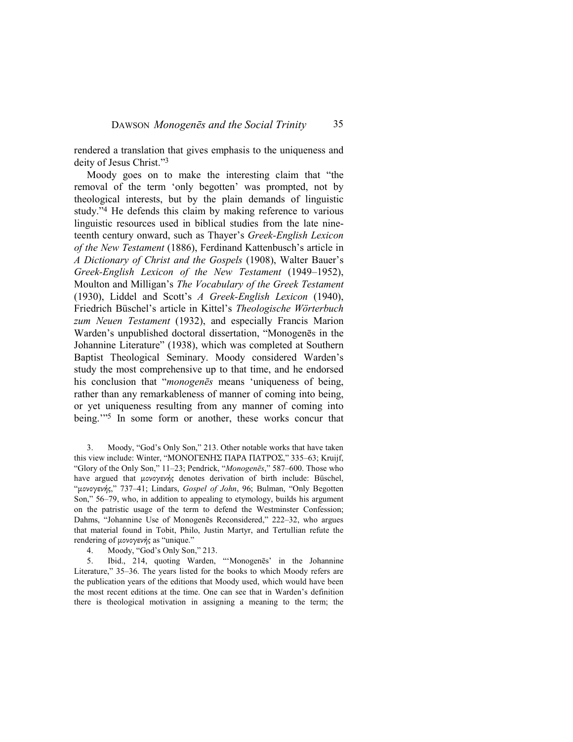rendered a translation that gives emphasis to the uniqueness and deity of Jesus Christ."[3]

Moody goes on to make the interesting claim that "the removal of the term 'only begotten' was prompted, not by theological interests, but by the plain demands of linguistic study."[4] He defends this claim by making reference to various linguistic resources used in biblical studies from the late nineteenth century onward, such as Thayer's *Greek-English Lexicon of the New Testament* (1886), Ferdinand Kattenbusch's article in *A Dictionary of Christ and the Gospels* (1908), Walter Bauer's *Greek-English Lexicon of the New Testament* (1949–1952), Moulton and Milligan's *The Vocabulary of the Greek Testament* (1930), Liddel and Scott's *A Greek-English Lexicon* (1940), Friedrich Büschel's article in Kittel's *Theologische Wörterbuch zum Neuen Testament* (1932), and especially Francis Marion Warden's unpublished doctoral dissertation, "Monogenēs in the Johannine Literature" (1938), which was completed at Southern Baptist Theological Seminary. Moody considered Warden's study the most comprehensive up to that time, and he endorsed his conclusion that "*monogenēs* means 'uniqueness of being, rather than any remarkableness of manner of coming into being, or yet uniqueness resulting from any manner of coming into being.'"[5] In some form or another, these works concur that

3. Moody, "God's Only Son," 213. Other notable works that have taken this view include: Winter, "ΜΟΝΟΓΕΝΗΣ ΠΑΡΑ ΠΑΤΡΟΣ," 335–63; Kruijf, "Glory of the Only Son," 11–23; Pendrick, "*Monogenēs*," 587–600. Those who have argued that *μονογενής* denotes derivation of birth include: Büschel, "*μονογενής*," 737–41; Lindars, *Gospel of John*, 96; Bulman, "Only Begotten Son," 56–79, who, in addition to appealing to etymology, builds his argument on the patristic usage of the term to defend the Westminster Confession; Dahms, "Johannine Use of Monogenēs Reconsidered," 222–32, who argues that material found in Tobit, Philo, Justin Martyr, and Tertullian refute the rendering of *μονογενής* as "unique."

4. Moody, "God's Only Son," 213.

5. Ibid., 214, quoting Warden, "'Monogenēs' in the Johannine Literature," 35–36. The years listed for the books to which Moody refers are the publication years of the editions that Moody used, which would have been the most recent editions at the time. One can see that in Warden's definition there is theological motivation in assigning a meaning to the term; the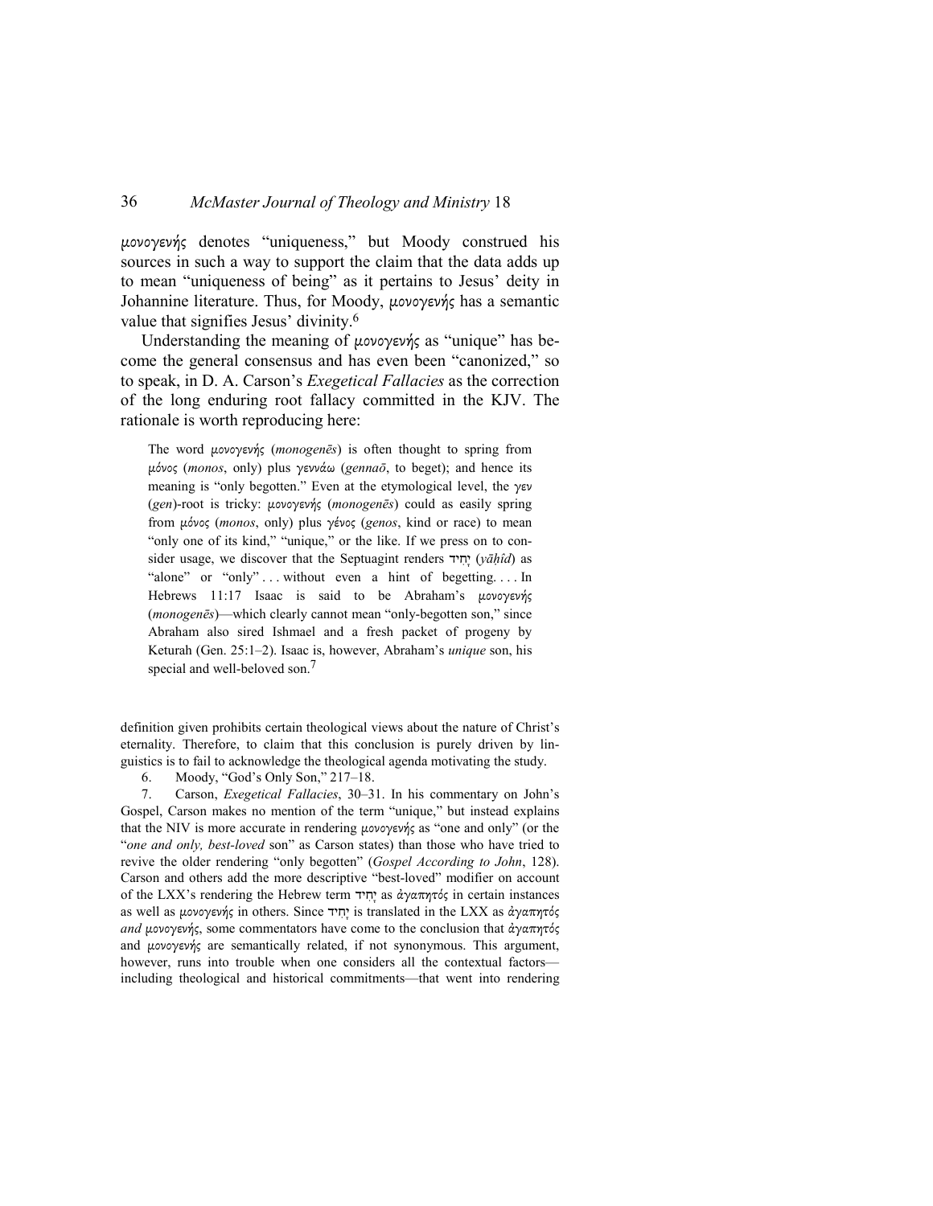μονογενής denotes "uniqueness," but Moody construed his sources in such a way to support the claim that the data adds up to mean "uniqueness of being" as it pertains to Jesus' deity in Johannine literature. Thus, for Moody, μονογενής has a semantic value that signifies Jesus' divinity.[6]

Understanding the meaning of μονογενής as "unique" has become the general consensus and has even been "canonized," so to speak, in D. A. Carson's *Exegetical Fallacies* as the correction of the long enduring root fallacy committed in the KJV. The rationale is worth reproducing here:

> The word μονογενής (*monogenēs*) is often thought to spring from μόνος (*monos*, only) plus γεννάω (*gennaō*, to beget); and hence its meaning is "only begotten." Even at the etymological level, the γεν (*gen*)-root is tricky: μονογενής (*monogenēs*) could as easily spring from μόνος (*monos*, only) plus γένος (*genos*, kind or race) to mean "only one of its kind," "unique," or the like. If we press on to consider usage, we discover that the Septuagint renders יָחִיד (*yāḥîd*) as "alone" or "only" . . . without even a hint of begetting. . . . In Hebrews 11:17 Isaac is said to be Abraham's μονογενής (*monogenēs*)—which clearly cannot mean "only-begotten son," since Abraham also sired Ishmael and a fresh packet of progeny by Keturah (Gen. 25:1–2). Isaac is, however, Abraham's *unique* son, his special and well-beloved son.[7]

---

definition given prohibits certain theological views about the nature of Christ's eternality. Therefore, to claim that this conclusion is purely driven by linguistics is to fail to acknowledge the theological agenda motivating the study.

6. Moody, "God's Only Son," 217–18.

7. Carson, *Exegetical Fallacies*, 30–31. In his commentary on John's Gospel, Carson makes no mention of the term "unique," but instead explains that the NIV is more accurate in rendering μονογενής as "one and only" (or the "*one and only, best-loved* son" as Carson states) than those who have tried to revive the older rendering "only begotten" (*Gospel According to John*, 128). Carson and others add the more descriptive "best-loved" modifier on account of the LXX's rendering the Hebrew term יָחִיד as ἀγαπητός in certain instances as well as μονογενής in others. Since יָחִיד is translated in the LXX as ἀγαπητός *and* μονογενής, some commentators have come to the conclusion that ἀγαπητός and μονογενής are semantically related, if not synonymous. This argument, however, runs into trouble when one considers all the contextual factors—including theological and historical commitments—that went into rendering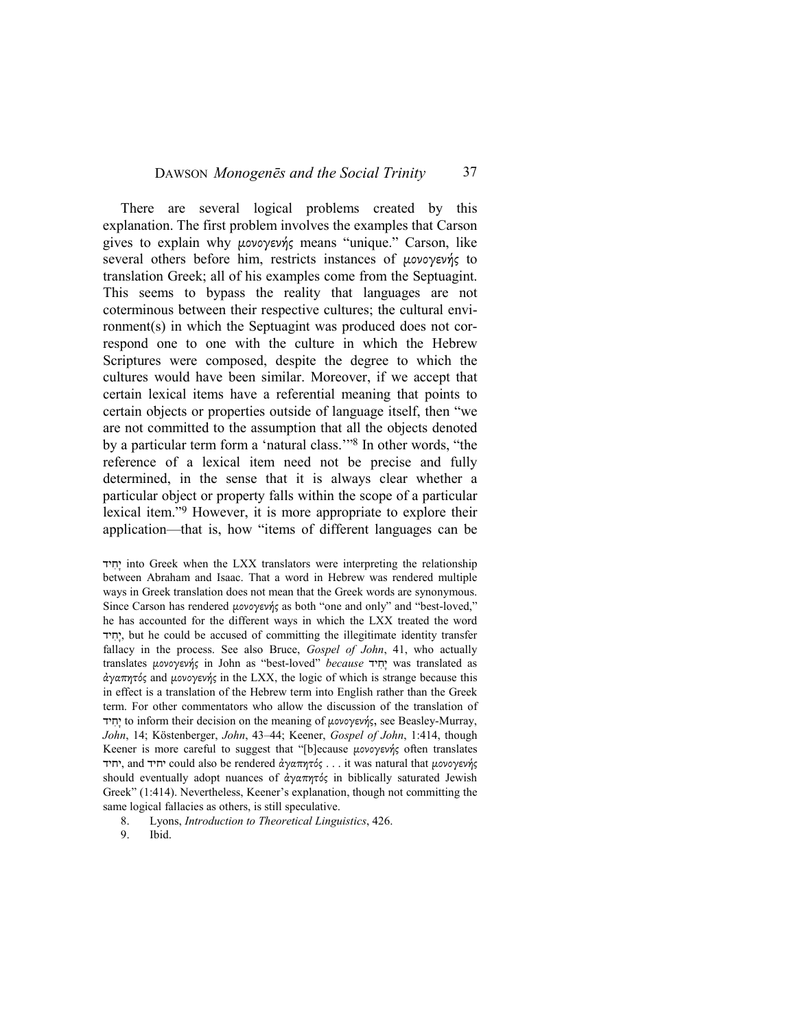There are several logical problems created by this explanation. The first problem involves the examples that Carson gives to explain why μονογενής means "unique." Carson, like several others before him, restricts instances of μονογενής to translation Greek; all of his examples come from the Septuagint. This seems to bypass the reality that languages are not coterminous between their respective cultures; the cultural environment(s) in which the Septuagint was produced does not correspond one to one with the culture in which the Hebrew Scriptures were composed, despite the degree to which the cultures would have been similar. Moreover, if we accept that certain lexical items have a referential meaning that points to certain objects or properties outside of language itself, then "we are not committed to the assumption that all the objects denoted by a particular term form a 'natural class.'"[8] In other words, "the reference of a lexical item need not be precise and fully determined, in the sense that it is always clear whether a particular object or property falls within the scope of a particular lexical item."[9] However, it is more appropriate to explore their application—that is, how "items of different languages can be

יָחִיד into Greek when the LXX translators were interpreting the relationship between Abraham and Isaac. That a word in Hebrew was rendered multiple ways in Greek translation does not mean that the Greek words are synonymous. Since Carson has rendered μονογενής as both "one and only" and "best-loved," he has accounted for the different ways in which the LXX treated the word יָחִיד, but he could be accused of committing the illegitimate identity transfer fallacy in the process. See also Bruce, *Gospel of John*, 41, who actually translates μονογενής in John as "best-loved" *because* יָחִיד was translated as ἀγαπητός and μονογενής in the LXX, the logic of which is strange because this in effect is a translation of the Hebrew term into English rather than the Greek term. For other commentators who allow the discussion of the translation of יָחִיד to inform their decision on the meaning of μονογενής, see Beasley-Murray, *John*, 14; Köstenberger, *John*, 43–44; Keener, *Gospel of John*, 1:414, though Keener is more careful to suggest that "[b]ecause μονογενής often translates יחיד, and יחיד could also be rendered ἀγαπητός . . . it was natural that μονογενής should eventually adopt nuances of ἀγαπητός in biblically saturated Jewish Greek" (1:414). Nevertheless, Keener's explanation, though not committing the same logical fallacies as others, is still speculative.

8. Lyons, *Introduction to Theoretical Linguistics*, 426.

9. Ibid.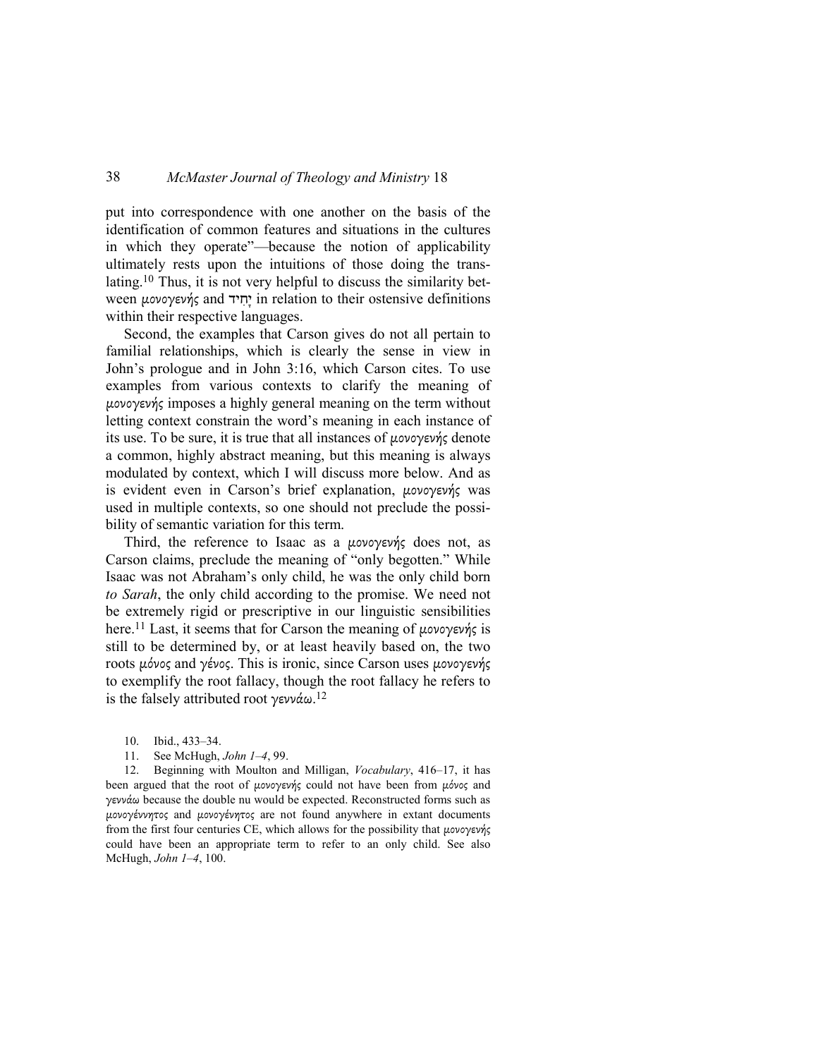put into correspondence with one another on the basis of the identification of common features and situations in the cultures in which they operate"—because the notion of applicability ultimately rests upon the intuitions of those doing the translating.[10] Thus, it is not very helpful to discuss the similarity between μονογενής and יָחִיד in relation to their ostensive definitions within their respective languages.

Second, the examples that Carson gives do not all pertain to familial relationships, which is clearly the sense in view in John's prologue and in John 3:16, which Carson cites. To use examples from various contexts to clarify the meaning of μονογενής imposes a highly general meaning on the term without letting context constrain the word's meaning in each instance of its use. To be sure, it is true that all instances of μονογενής denote a common, highly abstract meaning, but this meaning is always modulated by context, which I will discuss more below. And as is evident even in Carson's brief explanation, μονογενής was used in multiple contexts, so one should not preclude the possibility of semantic variation for this term.

Third, the reference to Isaac as a μονογενής does not, as Carson claims, preclude the meaning of "only begotten." While Isaac was not Abraham's only child, he was the only child born *to Sarah*, the only child according to the promise. We need not be extremely rigid or prescriptive in our linguistic sensibilities here.[11] Last, it seems that for Carson the meaning of μονογενής is still to be determined by, or at least heavily based on, the two roots μόνος and γένος. This is ironic, since Carson uses μονογενής to exemplify the root fallacy, though the root fallacy he refers to is the falsely attributed root γεννάω.[12]

10. Ibid., 433–34.

11. See McHugh, *John 1–4*, 99.

12. Beginning with Moulton and Milligan, *Vocabulary*, 416–17, it has been argued that the root of μονογενής could not have been from μόνος and γεννάω because the double nu would be expected. Reconstructed forms such as μονογέννητος and μονογένητος are not found anywhere in extant documents from the first four centuries CE, which allows for the possibility that μονογενής could have been an appropriate term to refer to an only child. See also McHugh, *John 1–4*, 100.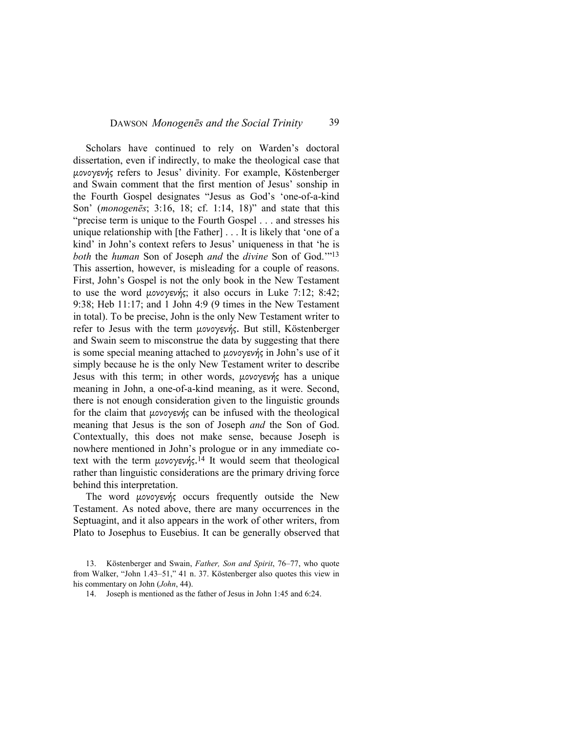Scholars have continued to rely on Warden's doctoral dissertation, even if indirectly, to make the theological case that *μονογενής* refers to Jesus' divinity. For example, Köstenberger and Swain comment that the first mention of Jesus' sonship in the Fourth Gospel designates "Jesus as God's 'one-of-a-kind Son' (*monogenēs*; 3:16, 18; cf. 1:14, 18)" and state that this "precise term is unique to the Fourth Gospel . . . and stresses his unique relationship with [the Father] . . . It is likely that 'one of a kind' in John's context refers to Jesus' uniqueness in that 'he is *both* the *human* Son of Joseph *and* the *divine* Son of God.'"[13] This assertion, however, is misleading for a couple of reasons. First, John's Gospel is not the only book in the New Testament to use the word *μονογενής*; it also occurs in Luke 7:12; 8:42; 9:38; Heb 11:17; and 1 John 4:9 (9 times in the New Testament in total). To be precise, John is the only New Testament writer to refer to Jesus with the term *μονογενής*. But still, Köstenberger and Swain seem to misconstrue the data by suggesting that there is some special meaning attached to *μονογενής* in John's use of it simply because he is the only New Testament writer to describe Jesus with this term; in other words, *μονογενής* has a unique meaning in John, a one-of-a-kind meaning, as it were. Second, there is not enough consideration given to the linguistic grounds for the claim that *μονογενής* can be infused with the theological meaning that Jesus is the son of Joseph *and* the Son of God. Contextually, this does not make sense, because Joseph is nowhere mentioned in John's prologue or in any immediate co-text with the term *μονογενής*.[14] It would seem that theological rather than linguistic considerations are the primary driving force behind this interpretation.

The word *μονογενής* occurs frequently outside the New Testament. As noted above, there are many occurrences in the Septuagint, and it also appears in the work of other writers, from Plato to Josephus to Eusebius. It can be generally observed that

13. Köstenberger and Swain, *Father, Son and Spirit*, 76–77, who quote from Walker, "John 1.43–51," 41 n. 37. Köstenberger also quotes this view in his commentary on John (*John*, 44).

14. Joseph is mentioned as the father of Jesus in John 1:45 and 6:24.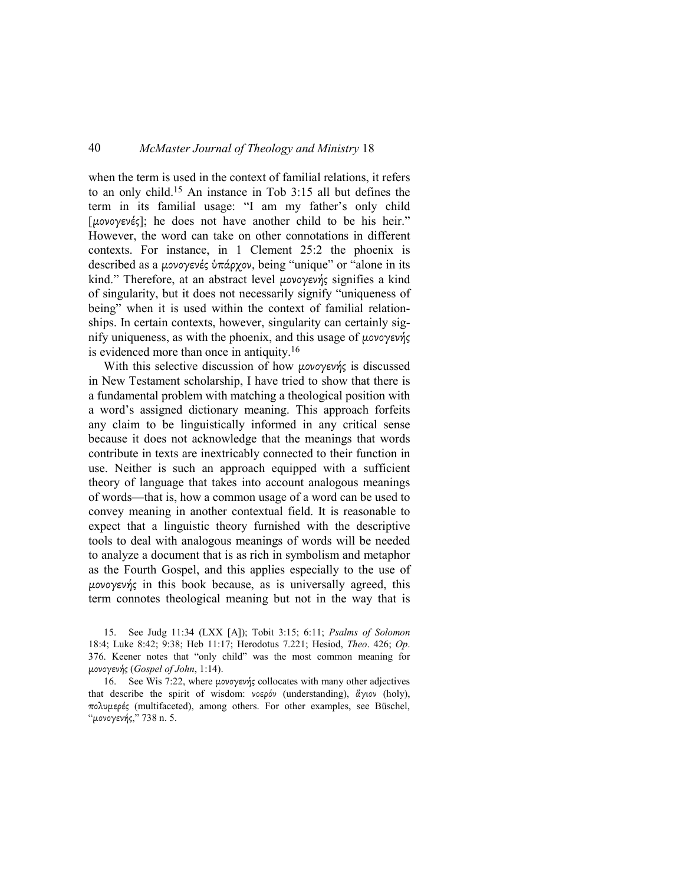when the term is used in the context of familial relations, it refers to an only child.[15] An instance in Tob 3:15 all but defines the term in its familial usage: "I am my father's only child [μονογενές]; he does not have another child to be his heir." However, the word can take on other connotations in different contexts. For instance, in 1 Clement 25:2 the phoenix is described as a μονογενές ὑπάρχον, being "unique" or "alone in its kind." Therefore, at an abstract level μονογενής signifies a kind of singularity, but it does not necessarily signify "uniqueness of being" when it is used within the context of familial relationships. In certain contexts, however, singularity can certainly signify uniqueness, as with the phoenix, and this usage of μονογενής is evidenced more than once in antiquity.[16]

With this selective discussion of how μονογενής is discussed in New Testament scholarship, I have tried to show that there is a fundamental problem with matching a theological position with a word's assigned dictionary meaning. This approach forfeits any claim to be linguistically informed in any critical sense because it does not acknowledge that the meanings that words contribute in texts are inextricably connected to their function in use. Neither is such an approach equipped with a sufficient theory of language that takes into account analogous meanings of words—that is, how a common usage of a word can be used to convey meaning in another contextual field. It is reasonable to expect that a linguistic theory furnished with the descriptive tools to deal with analogous meanings of words will be needed to analyze a document that is as rich in symbolism and metaphor as the Fourth Gospel, and this applies especially to the use of μονογενής in this book because, as is universally agreed, this term connotes theological meaning but not in the way that is

15. See Judg 11:34 (LXX [A]); Tobit 3:15; 6:11; *Psalms of Solomon* 18:4; Luke 8:42; 9:38; Heb 11:17; Herodotus 7.221; Hesiod, *Theo*. 426; *Op*. 376. Keener notes that "only child" was the most common meaning for μονογενής (*Gospel of John*, 1:14).

16. See Wis 7:22, where μονογενής collocates with many other adjectives that describe the spirit of wisdom: νοερόν (understanding), ἅγιον (holy), πολυμερές (multifaceted), among others. For other examples, see Büschel, "μονογενής," 738 n. 5.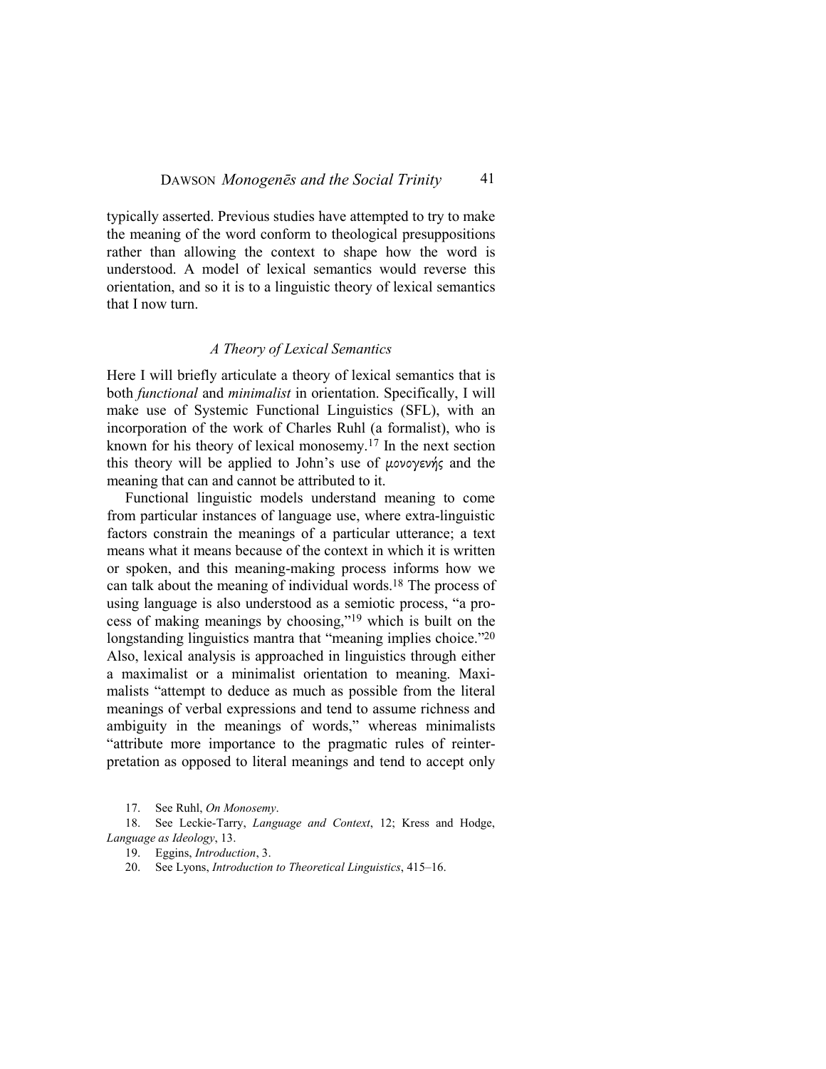typically asserted. Previous studies have attempted to try to make the meaning of the word conform to theological presuppositions rather than allowing the context to shape how the word is understood. A model of lexical semantics would reverse this orientation, and so it is to a linguistic theory of lexical semantics that I now turn.

### *A Theory of Lexical Semantics*

Here I will briefly articulate a theory of lexical semantics that is both *functional* and *minimalist* in orientation. Specifically, I will make use of Systemic Functional Linguistics (SFL), with an incorporation of the work of Charles Ruhl (a formalist), who is known for his theory of lexical monosemy.[17] In the next section this theory will be applied to John's use of μονογενής and the meaning that can and cannot be attributed to it.

Functional linguistic models understand meaning to come from particular instances of language use, where extra-linguistic factors constrain the meanings of a particular utterance; a text means what it means because of the context in which it is written or spoken, and this meaning-making process informs how we can talk about the meaning of individual words.[18] The process of using language is also understood as a semiotic process, "a process of making meanings by choosing,"[19] which is built on the longstanding linguistics mantra that "meaning implies choice."[20] Also, lexical analysis is approached in linguistics through either a maximalist or a minimalist orientation to meaning. Maximalists "attempt to deduce as much as possible from the literal meanings of verbal expressions and tend to assume richness and ambiguity in the meanings of words," whereas minimalists "attribute more importance to the pragmatic rules of reinterpretation as opposed to literal meanings and tend to accept only

17. See Ruhl, *On Monosemy*.

18. See Leckie-Tarry, *Language and Context*, 12; Kress and Hodge, *Language as Ideology*, 13.

19. Eggins, *Introduction*, 3.

20. See Lyons, *Introduction to Theoretical Linguistics*, 415–16.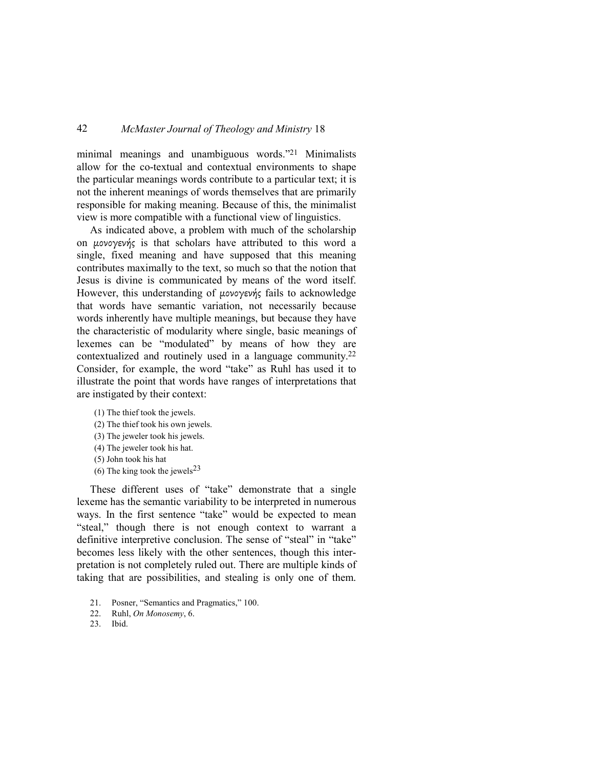minimal meanings and unambiguous words."[21] Minimalists allow for the co-textual and contextual environments to shape the particular meanings words contribute to a particular text; it is not the inherent meanings of words themselves that are primarily responsible for making meaning. Because of this, the minimalist view is more compatible with a functional view of linguistics.

As indicated above, a problem with much of the scholarship on *μονογενής* is that scholars have attributed to this word a single, fixed meaning and have supposed that this meaning contributes maximally to the text, so much so that the notion that Jesus is divine is communicated by means of the word itself. However, this understanding of *μονογενής* fails to acknowledge that words have semantic variation, not necessarily because words inherently have multiple meanings, but because they have the characteristic of modularity where single, basic meanings of lexemes can be "modulated" by means of how they are contextualized and routinely used in a language community.[22] Consider, for example, the word "take" as Ruhl has used it to illustrate the point that words have ranges of interpretations that are instigated by their context:

(1) The thief took the jewels.
(2) The thief took his own jewels.
(3) The jeweler took his jewels.
(4) The jeweler took his hat.
(5) John took his hat
(6) The king took the jewels[23]

These different uses of "take" demonstrate that a single lexeme has the semantic variability to be interpreted in numerous ways. In the first sentence "take" would be expected to mean "steal," though there is not enough context to warrant a definitive interpretive conclusion. The sense of "steal" in "take" becomes less likely with the other sentences, though this interpretation is not completely ruled out. There are multiple kinds of taking that are possibilities, and stealing is only one of them.

21. Posner, "Semantics and Pragmatics," 100.
22. Ruhl, *On Monosemy*, 6.
23. Ibid.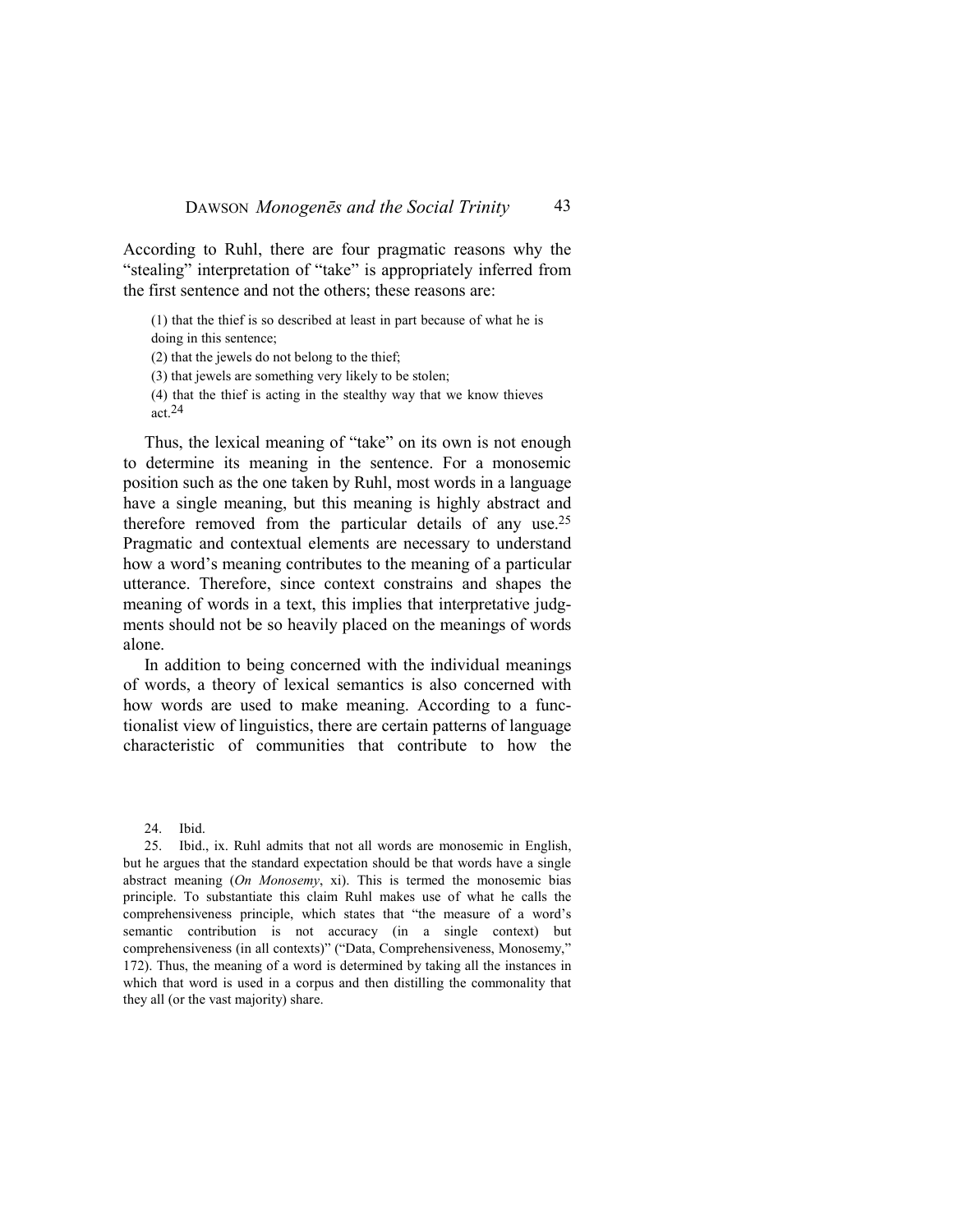According to Ruhl, there are four pragmatic reasons why the "stealing" interpretation of "take" is appropriately inferred from the first sentence and not the others; these reasons are:

> (1) that the thief is so described at least in part because of what he is doing in this sentence;
> (2) that the jewels do not belong to the thief;
> (3) that jewels are something very likely to be stolen;
> (4) that the thief is acting in the stealthy way that we know thieves act.[24]

Thus, the lexical meaning of "take" on its own is not enough to determine its meaning in the sentence. For a monosemic position such as the one taken by Ruhl, most words in a language have a single meaning, but this meaning is highly abstract and therefore removed from the particular details of any use.[25] Pragmatic and contextual elements are necessary to understand how a word's meaning contributes to the meaning of a particular utterance. Therefore, since context constrains and shapes the meaning of words in a text, this implies that interpretative judgments should not be so heavily placed on the meanings of words alone.

In addition to being concerned with the individual meanings of words, a theory of lexical semantics is also concerned with how words are used to make meaning. According to a functionalist view of linguistics, there are certain patterns of language characteristic of communities that contribute to how the

24. Ibid.

25. Ibid., ix. Ruhl admits that not all words are monosemic in English, but he argues that the standard expectation should be that words have a single abstract meaning (*On Monosemy*, xi). This is termed the monosemic bias principle. To substantiate this claim Ruhl makes use of what he calls the comprehensiveness principle, which states that "the measure of a word's semantic contribution is not accuracy (in a single context) but comprehensiveness (in all contexts)" ("Data, Comprehensiveness, Monosemy," 172). Thus, the meaning of a word is determined by taking all the instances in which that word is used in a corpus and then distilling the commonality that they all (or the vast majority) share.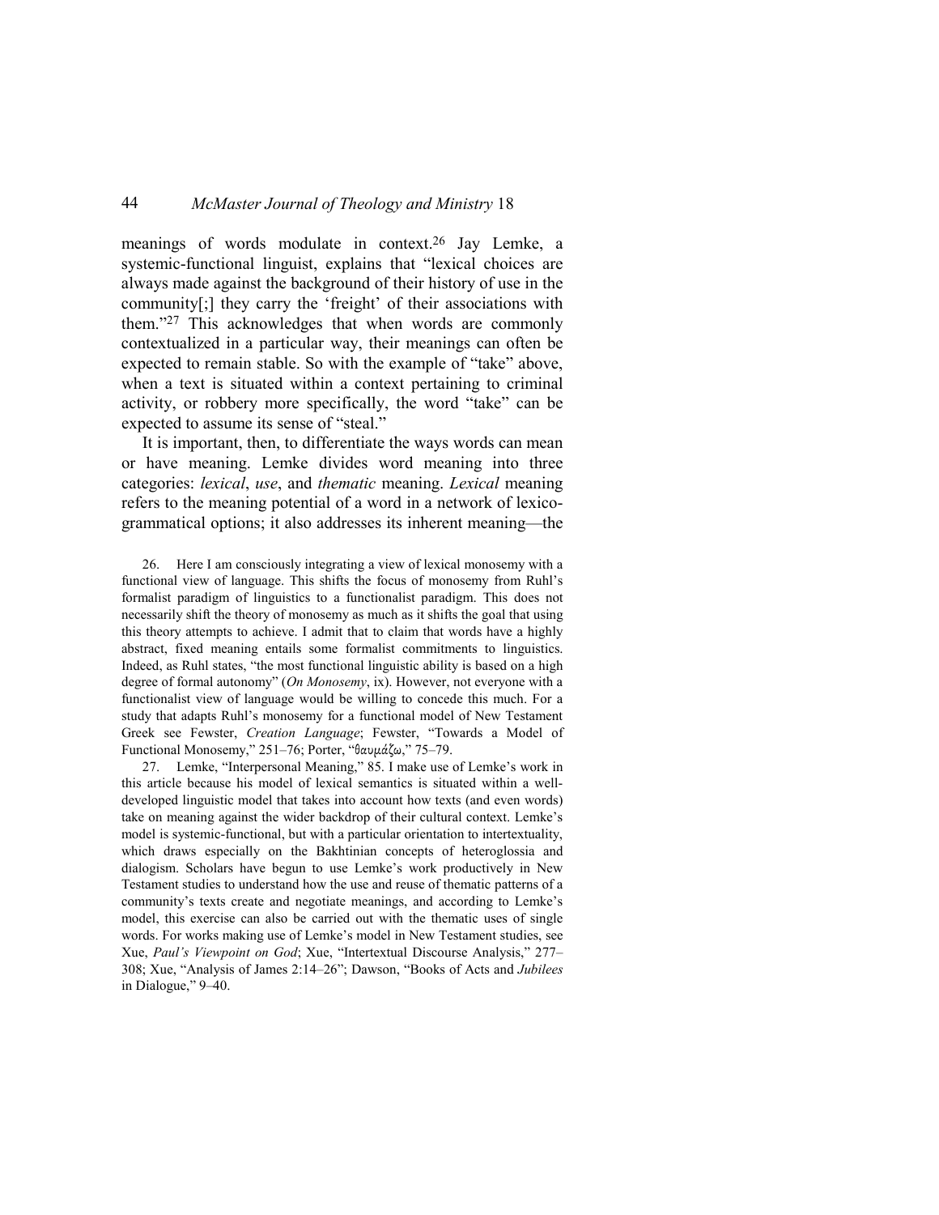meanings of words modulate in context.[26] Jay Lemke, a systemic-functional linguist, explains that "lexical choices are always made against the background of their history of use in the community[;] they carry the 'freight' of their associations with them."[27] This acknowledges that when words are commonly contextualized in a particular way, their meanings can often be expected to remain stable. So with the example of "take" above, when a text is situated within a context pertaining to criminal activity, or robbery more specifically, the word "take" can be expected to assume its sense of "steal."

It is important, then, to differentiate the ways words can mean or have meaning. Lemke divides word meaning into three categories: *lexical*, *use*, and *thematic* meaning. *Lexical* meaning refers to the meaning potential of a word in a network of lexico-grammatical options; it also addresses its inherent meaning—the

26. Here I am consciously integrating a view of lexical monosemy with a functional view of language. This shifts the focus of monosemy from Ruhl's formalist paradigm of linguistics to a functionalist paradigm. This does not necessarily shift the theory of monosemy as much as it shifts the goal that using this theory attempts to achieve. I admit that to claim that words have a highly abstract, fixed meaning entails some formalist commitments to linguistics. Indeed, as Ruhl states, "the most functional linguistic ability is based on a high degree of formal autonomy" (*On Monosemy*, ix). However, not everyone with a functionalist view of language would be willing to concede this much. For a study that adapts Ruhl's monosemy for a functional model of New Testament Greek see Fewster, *Creation Language*; Fewster, "Towards a Model of Functional Monosemy," 251–76; Porter, "θαυμάζω," 75–79.

27. Lemke, "Interpersonal Meaning," 85. I make use of Lemke's work in this article because his model of lexical semantics is situated within a well-developed linguistic model that takes into account how texts (and even words) take on meaning against the wider backdrop of their cultural context. Lemke's model is systemic-functional, but with a particular orientation to intertextuality, which draws especially on the Bakhtinian concepts of heteroglossia and dialogism. Scholars have begun to use Lemke's work productively in New Testament studies to understand how the use and reuse of thematic patterns of a community's texts create and negotiate meanings, and according to Lemke's model, this exercise can also be carried out with the thematic uses of single words. For works making use of Lemke's model in New Testament studies, see Xue, *Paul's Viewpoint on God*; Xue, "Intertextual Discourse Analysis," 277–308; Xue, "Analysis of James 2:14–26"; Dawson, "Books of Acts and *Jubilees* in Dialogue," 9–40.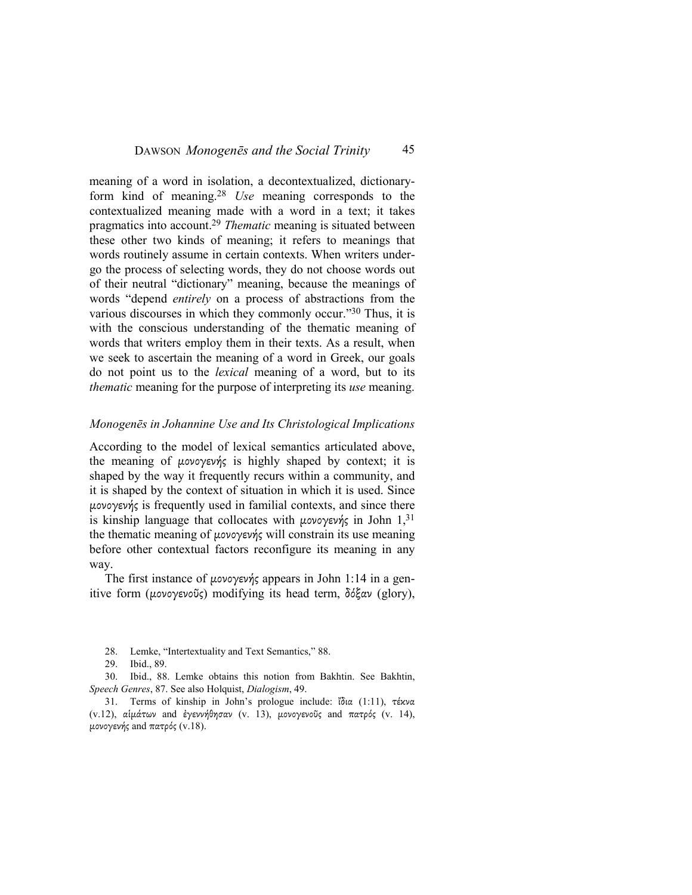meaning of a word in isolation, a decontextualized, dictionary-form kind of meaning.[28] *Use* meaning corresponds to the contextualized meaning made with a word in a text; it takes pragmatics into account.[29] *Thematic* meaning is situated between these other two kinds of meaning; it refers to meanings that words routinely assume in certain contexts. When writers undergo the process of selecting words, they do not choose words out of their neutral "dictionary" meaning, because the meanings of words "depend *entirely* on a process of abstractions from the various discourses in which they commonly occur."[30] Thus, it is with the conscious understanding of the thematic meaning of words that writers employ them in their texts. As a result, when we seek to ascertain the meaning of a word in Greek, our goals do not point us to the *lexical* meaning of a word, but to its *thematic* meaning for the purpose of interpreting its *use* meaning.

### *Monogenēs in Johannine Use and Its Christological Implications*

According to the model of lexical semantics articulated above, the meaning of *μονογενής* is highly shaped by context; it is shaped by the way it frequently recurs within a community, and it is shaped by the context of situation in which it is used. Since *μονογενής* is frequently used in familial contexts, and since there is kinship language that collocates with *μονογενής* in John 1,[31] the thematic meaning of *μονογενής* will constrain its use meaning before other contextual factors reconfigure its meaning in any way.

The first instance of *μονογενής* appears in John 1:14 in a genitive form (*μονογενοῦς*) modifying its head term, *δόξαν* (glory),

28. Lemke, "Intertextuality and Text Semantics," 88.

29. Ibid., 89.

30. Ibid., 88. Lemke obtains this notion from Bakhtin. See Bakhtin, *Speech Genres*, 87. See also Holquist, *Dialogism*, 49.

31. Terms of kinship in John's prologue include: *ἴδια* (1:11), *τέκνα* (v.12), *αἱμάτων* and *ἐγεννήθησαν* (v. 13), *μονογενοῦς* and *πατρός* (v. 14), *μονογενής* and *πατρός* (v.18).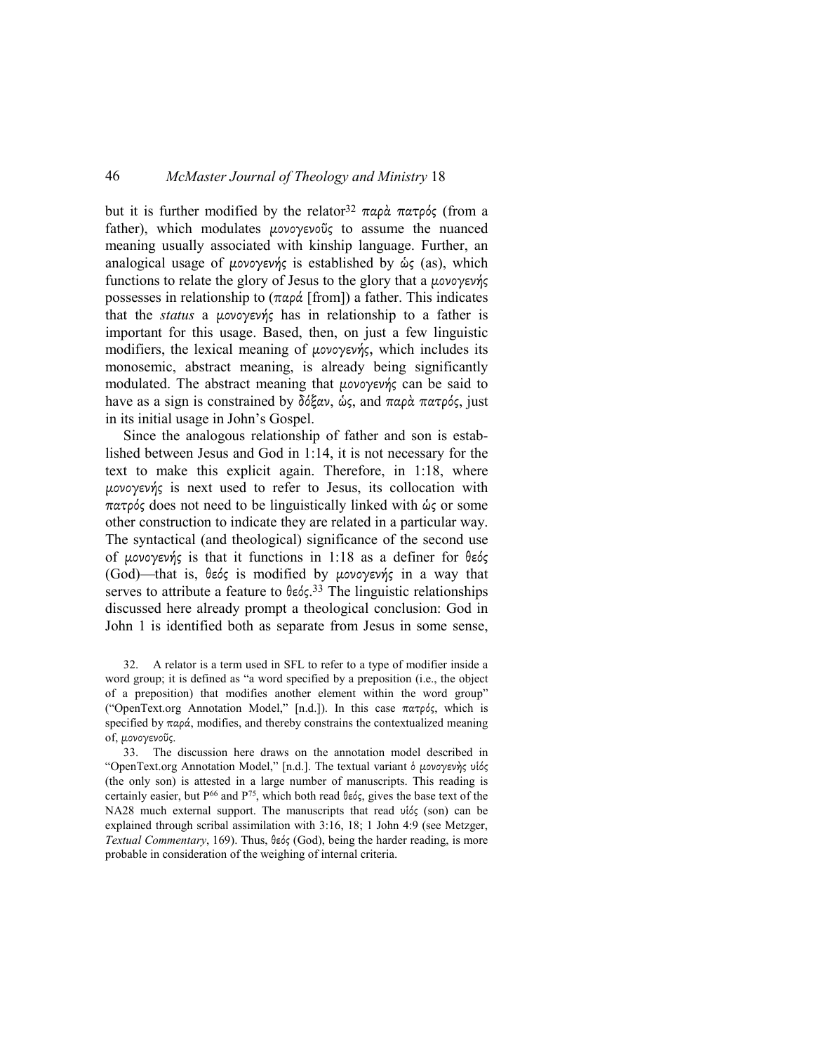but it is further modified by the relator[32] παρὰ πατρός (from a father), which modulates μονογενοῦς to assume the nuanced meaning usually associated with kinship language. Further, an analogical usage of μονογενής is established by ὡς (as), which functions to relate the glory of Jesus to the glory that a μονογενής possesses in relationship to (παρά [from]) a father. This indicates that the *status* a μονογενής has in relationship to a father is important for this usage. Based, then, on just a few linguistic modifiers, the lexical meaning of μονογενής, which includes its monosemic, abstract meaning, is already being significantly modulated. The abstract meaning that μονογενής can be said to have as a sign is constrained by δόξαν, ὡς, and παρὰ πατρός, just in its initial usage in John's Gospel.

Since the analogous relationship of father and son is established between Jesus and God in 1:14, it is not necessary for the text to make this explicit again. Therefore, in 1:18, where μονογενής is next used to refer to Jesus, its collocation with πατρός does not need to be linguistically linked with ὡς or some other construction to indicate they are related in a particular way. The syntactical (and theological) significance of the second use of μονογενής is that it functions in 1:18 as a definer for θεός (God)—that is, θεός is modified by μονογενής in a way that serves to attribute a feature to θεός.[33] The linguistic relationships discussed here already prompt a theological conclusion: God in John 1 is identified both as separate from Jesus in some sense,

32. A relator is a term used in SFL to refer to a type of modifier inside a word group; it is defined as "a word specified by a preposition (i.e., the object of a preposition) that modifies another element within the word group" ("OpenText.org Annotation Model," [n.d.]). In this case πατρός, which is specified by παρά, modifies, and thereby constrains the contextualized meaning of, μονογενοῦς.

33. The discussion here draws on the annotation model described in "OpenText.org Annotation Model," [n.d.]. The textual variant ὁ μονογενὴς υἱός (the only son) is attested in a large number of manuscripts. This reading is certainly easier, but $P^{66}$ and $P^{75}$, which both read θεός, gives the base text of the NA28 much external support. The manuscripts that read υἱός (son) can be explained through scribal assimilation with 3:16, 18; 1 John 4:9 (see Metzger, *Textual Commentary*, 169). Thus, θεός (God), being the harder reading, is more probable in consideration of the weighing of internal criteria.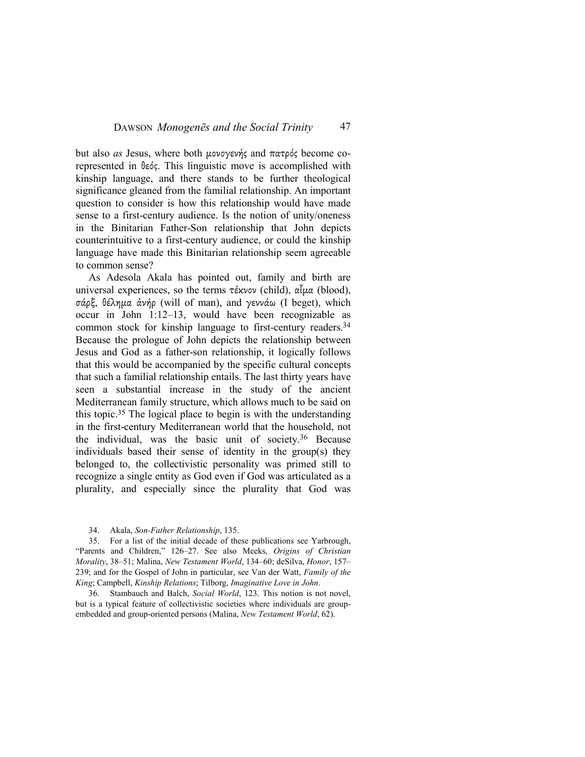but also *as* Jesus, where both μονογενής and πατρός become co-represented in θεός. This linguistic move is accomplished with kinship language, and there stands to be further theological significance gleaned from the familial relationship. An important question to consider is how this relationship would have made sense to a first-century audience. Is the notion of unity/oneness in the Binitarian Father-Son relationship that John depicts counterintuitive to a first-century audience, or could the kinship language have made this Binitarian relationship seem agreeable to common sense?

As Adesola Akala has pointed out, family and birth are universal experiences, so the terms τέκνον (child), αἷμα (blood), σάρξ, θέλημα ἀνήρ (will of man), and γεννάω (I beget), which occur in John 1:12–13, would have been recognizable as common stock for kinship language to first-century readers.[34] Because the prologue of John depicts the relationship between Jesus and God as a father-son relationship, it logically follows that this would be accompanied by the specific cultural concepts that such a familial relationship entails. The last thirty years have seen a substantial increase in the study of the ancient Mediterranean family structure, which allows much to be said on this topic.[35] The logical place to begin is with the understanding in the first-century Mediterranean world that the household, not the individual, was the basic unit of society.[36] Because individuals based their sense of identity in the group(s) they belonged to, the collectivistic personality was primed still to recognize a single entity as God even if God was articulated as a plurality, and especially since the plurality that God was

34. Akala, *Son-Father Relationship*, 135.

35. For a list of the initial decade of these publications see Yarbrough, "Parents and Children," 126–27. See also Meeks, *Origins of Christian Morality*, 38–51; Malina, *New Testament World*, 134–60; deSilva, *Honor*, 157–239; and for the Gospel of John in particular, see Van der Watt, *Family of the King*; Campbell, *Kinship Relations*; Tilborg, *Imaginative Love in John*.

36. Stambauch and Balch, *Social World*, 123. This notion is not novel, but is a typical feature of collectivistic societies where individuals are group-embedded and group-oriented persons (Malina, *New Testament World*, 62).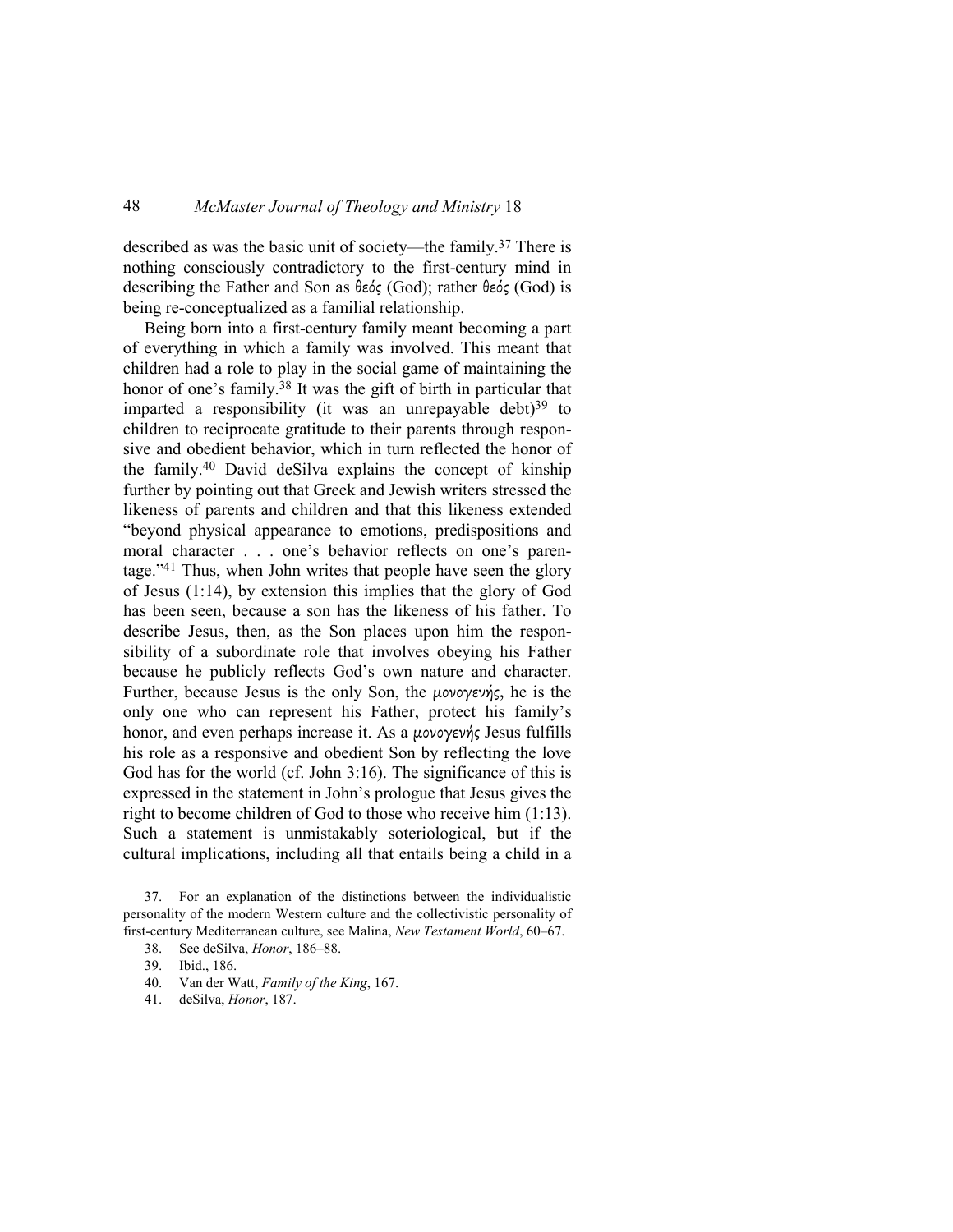described as was the basic unit of society—the family.[37] There is nothing consciously contradictory to the first-century mind in describing the Father and Son as θεός (God); rather θεός (God) is being re-conceptualized as a familial relationship.

Being born into a first-century family meant becoming a part of everything in which a family was involved. This meant that children had a role to play in the social game of maintaining the honor of one's family.[38] It was the gift of birth in particular that imparted a responsibility (it was an unrepayable debt)[39] to children to reciprocate gratitude to their parents through responsive and obedient behavior, which in turn reflected the honor of the family.[40] David deSilva explains the concept of kinship further by pointing out that Greek and Jewish writers stressed the likeness of parents and children and that this likeness extended "beyond physical appearance to emotions, predispositions and moral character . . . one's behavior reflects on one's parentage."[41] Thus, when John writes that people have seen the glory of Jesus (1:14), by extension this implies that the glory of God has been seen, because a son has the likeness of his father. To describe Jesus, then, as the Son places upon him the responsibility of a subordinate role that involves obeying his Father because he publicly reflects God's own nature and character. Further, because Jesus is the only Son, the *μονογενής*, he is the only one who can represent his Father, protect his family's honor, and even perhaps increase it. As a *μονογενής* Jesus fulfills his role as a responsive and obedient Son by reflecting the love God has for the world (cf. John 3:16). The significance of this is expressed in the statement in John's prologue that Jesus gives the right to become children of God to those who receive him (1:13). Such a statement is unmistakably soteriological, but if the cultural implications, including all that entails being a child in a

37. For an explanation of the distinctions between the individualistic personality of the modern Western culture and the collectivistic personality of first-century Mediterranean culture, see Malina, *New Testament World*, 60–67.

38. See deSilva, *Honor*, 186–88.

39. Ibid., 186.

40. Van der Watt, *Family of the King*, 167.

41. deSilva, *Honor*, 187.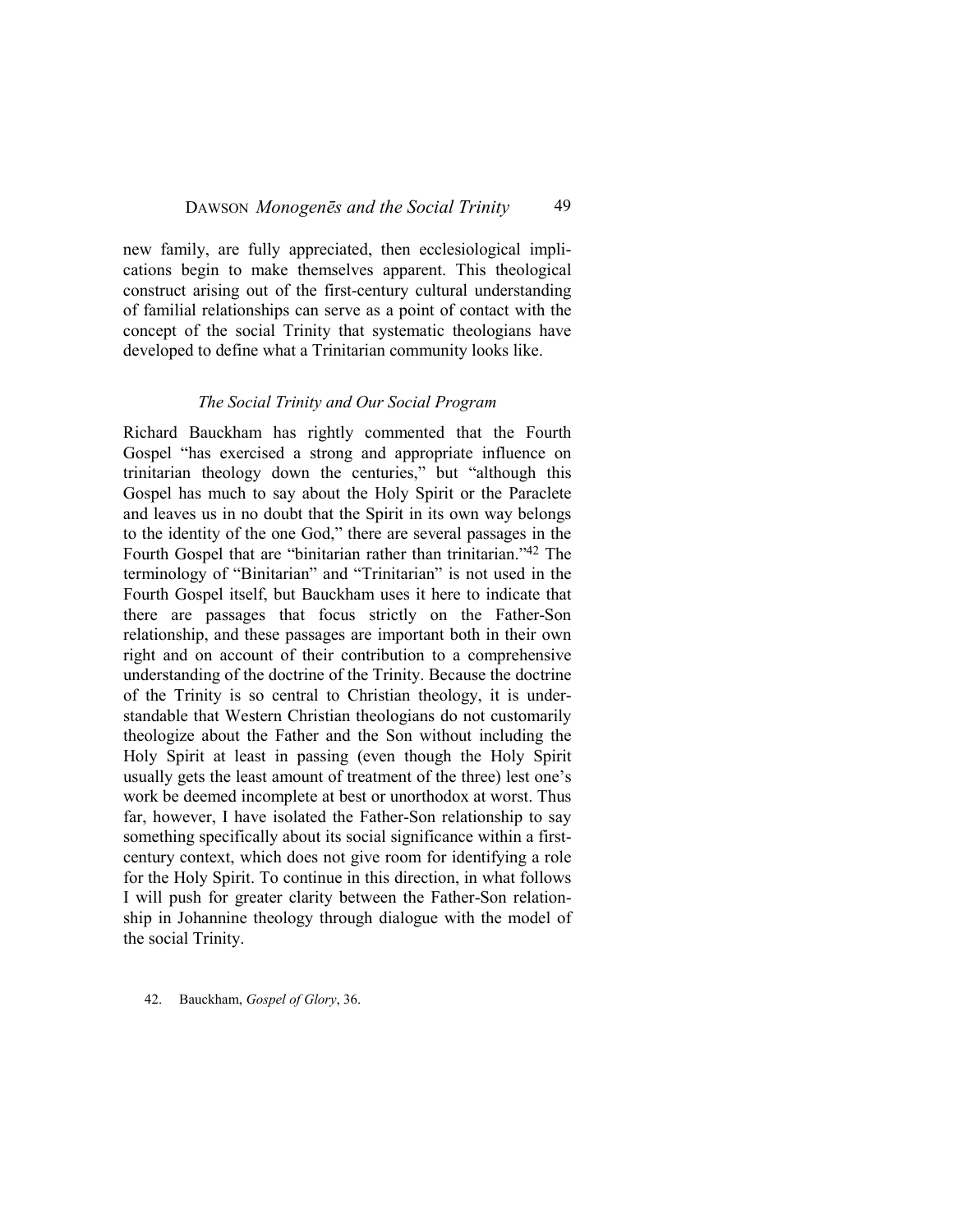new family, are fully appreciated, then ecclesiological implications begin to make themselves apparent. This theological construct arising out of the first-century cultural understanding of familial relationships can serve as a point of contact with the concept of the social Trinity that systematic theologians have developed to define what a Trinitarian community looks like.

### *The Social Trinity and Our Social Program*

Richard Bauckham has rightly commented that the Fourth Gospel "has exercised a strong and appropriate influence on trinitarian theology down the centuries," but "although this Gospel has much to say about the Holy Spirit or the Paraclete and leaves us in no doubt that the Spirit in its own way belongs to the identity of the one God," there are several passages in the Fourth Gospel that are "binitarian rather than trinitarian."[42] The terminology of "Binitarian" and "Trinitarian" is not used in the Fourth Gospel itself, but Bauckham uses it here to indicate that there are passages that focus strictly on the Father-Son relationship, and these passages are important both in their own right and on account of their contribution to a comprehensive understanding of the doctrine of the Trinity. Because the doctrine of the Trinity is so central to Christian theology, it is understandable that Western Christian theologians do not customarily theologize about the Father and the Son without including the Holy Spirit at least in passing (even though the Holy Spirit usually gets the least amount of treatment of the three) lest one's work be deemed incomplete at best or unorthodox at worst. Thus far, however, I have isolated the Father-Son relationship to say something specifically about its social significance within a first-century context, which does not give room for identifying a role for the Holy Spirit. To continue in this direction, in what follows I will push for greater clarity between the Father-Son relationship in Johannine theology through dialogue with the model of the social Trinity.

42. Bauckham, *Gospel of Glory*, 36.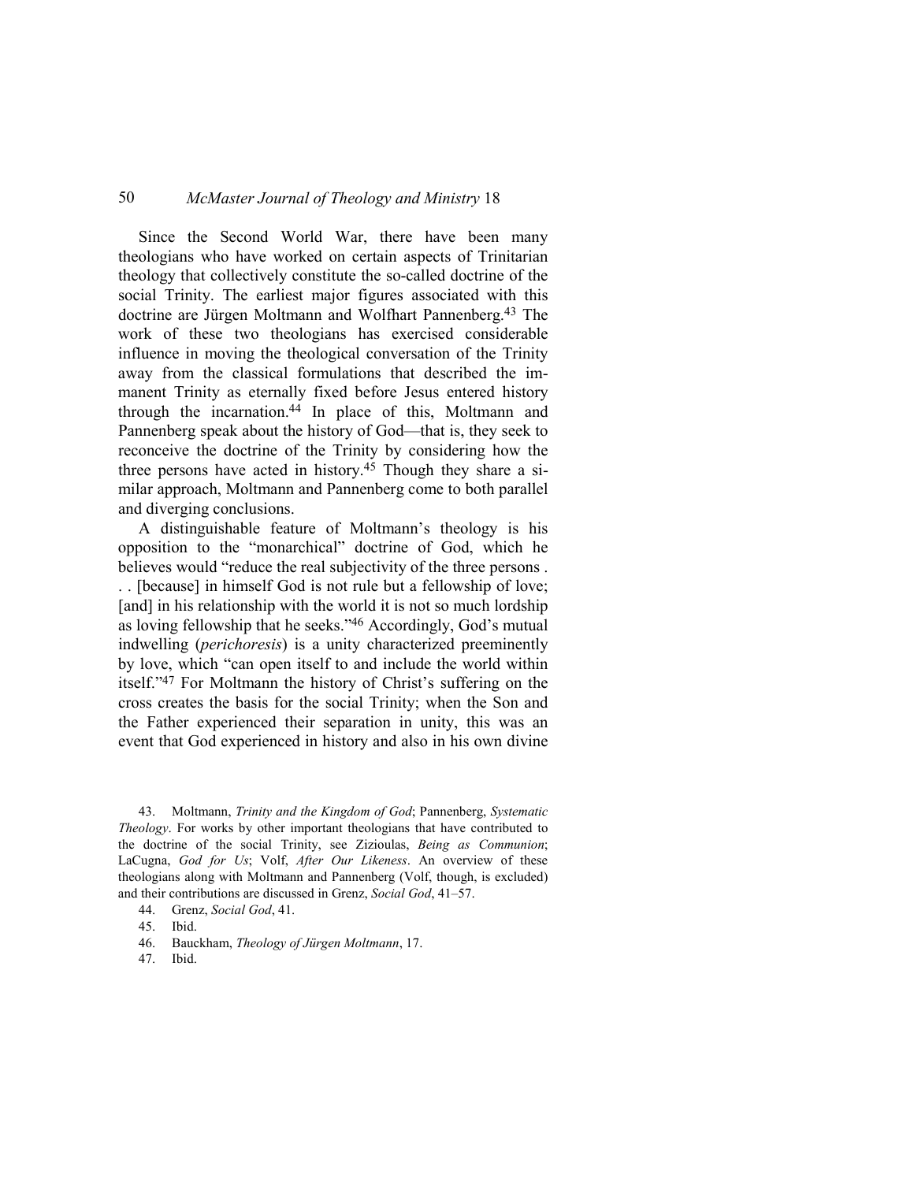Since the Second World War, there have been many theologians who have worked on certain aspects of Trinitarian theology that collectively constitute the so-called doctrine of the social Trinity. The earliest major figures associated with this doctrine are Jürgen Moltmann and Wolfhart Pannenberg.[43] The work of these two theologians has exercised considerable influence in moving the theological conversation of the Trinity away from the classical formulations that described the immanent Trinity as eternally fixed before Jesus entered history through the incarnation.[44] In place of this, Moltmann and Pannenberg speak about the history of God—that is, they seek to reconceive the doctrine of the Trinity by considering how the three persons have acted in history.[45] Though they share a similar approach, Moltmann and Pannenberg come to both parallel and diverging conclusions.

A distinguishable feature of Moltmann's theology is his opposition to the "monarchical" doctrine of God, which he believes would "reduce the real subjectivity of the three persons . . . [because] in himself God is not rule but a fellowship of love; [and] in his relationship with the world it is not so much lordship as loving fellowship that he seeks."[46] Accordingly, God's mutual indwelling (*perichoresis*) is a unity characterized preeminently by love, which "can open itself to and include the world within itself."[47] For Moltmann the history of Christ's suffering on the cross creates the basis for the social Trinity; when the Son and the Father experienced their separation in unity, this was an event that God experienced in history and also in his own divine

43. Moltmann, *Trinity and the Kingdom of God*; Pannenberg, *Systematic Theology*. For works by other important theologians that have contributed to the doctrine of the social Trinity, see Zizioulas, *Being as Communion*; LaCugna, *God for Us*; Volf, *After Our Likeness*. An overview of these theologians along with Moltmann and Pannenberg (Volf, though, is excluded) and their contributions are discussed in Grenz, *Social God*, 41–57.

44. Grenz, *Social God*, 41.

45. Ibid.

46. Bauckham, *Theology of Jürgen Moltmann*, 17.

47. Ibid.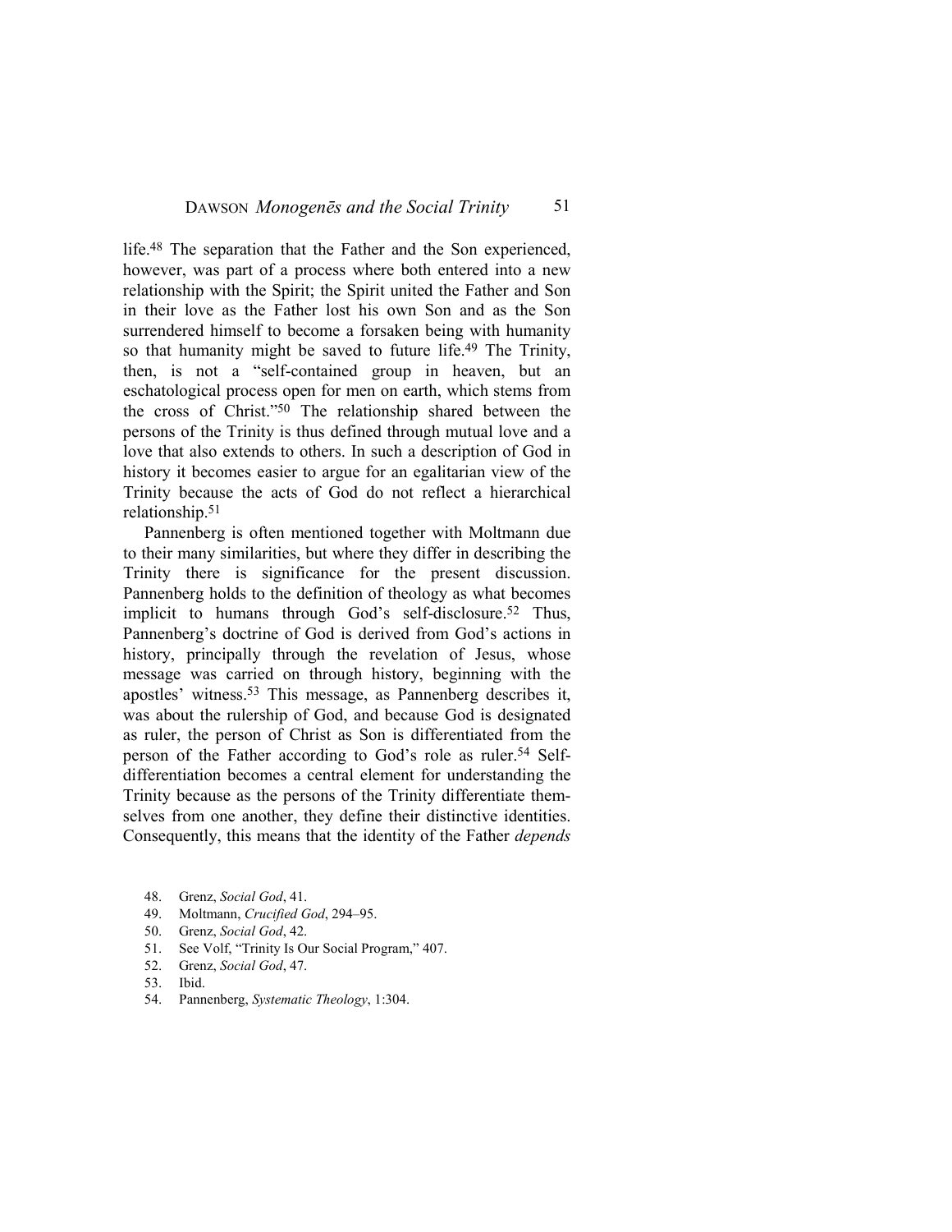life.[48] The separation that the Father and the Son experienced, however, was part of a process where both entered into a new relationship with the Spirit; the Spirit united the Father and Son in their love as the Father lost his own Son and as the Son surrendered himself to become a forsaken being with humanity so that humanity might be saved to future life.[49] The Trinity, then, is not a "self-contained group in heaven, but an eschatological process open for men on earth, which stems from the cross of Christ."[50] The relationship shared between the persons of the Trinity is thus defined through mutual love and a love that also extends to others. In such a description of God in history it becomes easier to argue for an egalitarian view of the Trinity because the acts of God do not reflect a hierarchical relationship.[51]

Pannenberg is often mentioned together with Moltmann due to their many similarities, but where they differ in describing the Trinity there is significance for the present discussion. Pannenberg holds to the definition of theology as what becomes implicit to humans through God's self-disclosure.[52] Thus, Pannenberg's doctrine of God is derived from God's actions in history, principally through the revelation of Jesus, whose message was carried on through history, beginning with the apostles' witness.[53] This message, as Pannenberg describes it, was about the rulership of God, and because God is designated as ruler, the person of Christ as Son is differentiated from the person of the Father according to God's role as ruler.[54] Self-differentiation becomes a central element for understanding the Trinity because as the persons of the Trinity differentiate themselves from one another, they define their distinctive identities. Consequently, this means that the identity of the Father *depends*

48. Grenz, *Social God*, 41.
49. Moltmann, *Crucified God*, 294–95.
50. Grenz, *Social God*, 42.
51. See Volf, "Trinity Is Our Social Program," 407.
52. Grenz, *Social God*, 47.
53. Ibid.
54. Pannenberg, *Systematic Theology*, 1:304.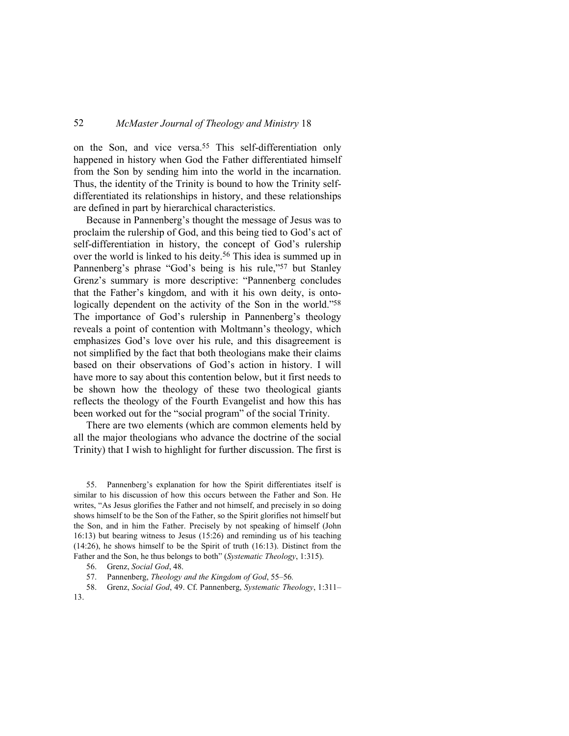on the Son, and vice versa.[55] This self-differentiation only happened in history when God the Father differentiated himself from the Son by sending him into the world in the incarnation. Thus, the identity of the Trinity is bound to how the Trinity self-differentiated its relationships in history, and these relationships are defined in part by hierarchical characteristics.

Because in Pannenberg's thought the message of Jesus was to proclaim the rulership of God, and this being tied to God's act of self-differentiation in history, the concept of God's rulership over the world is linked to his deity.[56] This idea is summed up in Pannenberg's phrase "God's being is his rule,"[57] but Stanley Grenz's summary is more descriptive: "Pannenberg concludes that the Father's kingdom, and with it his own deity, is ontologically dependent on the activity of the Son in the world."[58] The importance of God's rulership in Pannenberg's theology reveals a point of contention with Moltmann's theology, which emphasizes God's love over his rule, and this disagreement is not simplified by the fact that both theologians make their claims based on their observations of God's action in history. I will have more to say about this contention below, but it first needs to be shown how the theology of these two theological giants reflects the theology of the Fourth Evangelist and how this has been worked out for the "social program" of the social Trinity.

There are two elements (which are common elements held by all the major theologians who advance the doctrine of the social Trinity) that I wish to highlight for further discussion. The first is

55. Pannenberg's explanation for how the Spirit differentiates itself is similar to his discussion of how this occurs between the Father and Son. He writes, "As Jesus glorifies the Father and not himself, and precisely in so doing shows himself to be the Son of the Father, so the Spirit glorifies not himself but the Son, and in him the Father. Precisely by not speaking of himself (John 16:13) but bearing witness to Jesus (15:26) and reminding us of his teaching (14:26), he shows himself to be the Spirit of truth (16:13). Distinct from the Father and the Son, he thus belongs to both" (*Systematic Theology*, 1:315).

56. Grenz, *Social God*, 48.

57. Pannenberg, *Theology and the Kingdom of God*, 55–56.

58. Grenz, *Social God*, 49. Cf. Pannenberg, *Systematic Theology*, 1:311–13.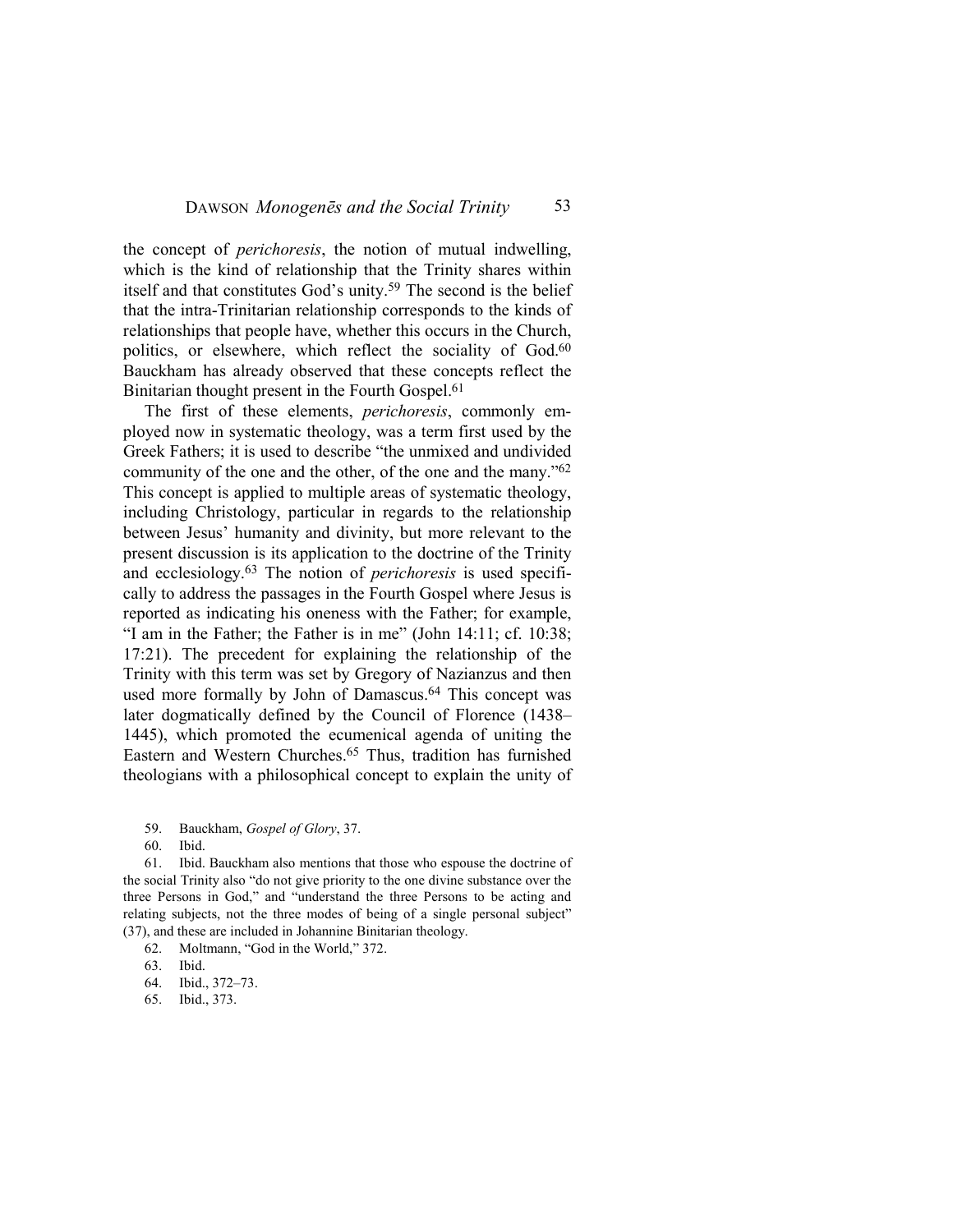the concept of *perichoresis*, the notion of mutual indwelling, which is the kind of relationship that the Trinity shares within itself and that constitutes God's unity.[59] The second is the belief that the intra-Trinitarian relationship corresponds to the kinds of relationships that people have, whether this occurs in the Church, politics, or elsewhere, which reflect the sociality of God.[60] Bauckham has already observed that these concepts reflect the Binitarian thought present in the Fourth Gospel.[61]

The first of these elements, *perichoresis*, commonly employed now in systematic theology, was a term first used by the Greek Fathers; it is used to describe "the unmixed and undivided community of the one and the other, of the one and the many."[62] This concept is applied to multiple areas of systematic theology, including Christology, particular in regards to the relationship between Jesus' humanity and divinity, but more relevant to the present discussion is its application to the doctrine of the Trinity and ecclesiology.[63] The notion of *perichoresis* is used specifically to address the passages in the Fourth Gospel where Jesus is reported as indicating his oneness with the Father; for example, "I am in the Father; the Father is in me" (John 14:11; cf. 10:38; 17:21). The precedent for explaining the relationship of the Trinity with this term was set by Gregory of Nazianzus and then used more formally by John of Damascus.[64] This concept was later dogmatically defined by the Council of Florence (1438–1445), which promoted the ecumenical agenda of uniting the Eastern and Western Churches.[65] Thus, tradition has furnished theologians with a philosophical concept to explain the unity of

59. Bauckham, *Gospel of Glory*, 37.

60. Ibid.

61. Ibid. Bauckham also mentions that those who espouse the doctrine of the social Trinity also "do not give priority to the one divine substance over the three Persons in God," and "understand the three Persons to be acting and relating subjects, not the three modes of being of a single personal subject" (37), and these are included in Johannine Binitarian theology.

62. Moltmann, "God in the World," 372.

63. Ibid.

64. Ibid., 372–73.

65. Ibid., 373.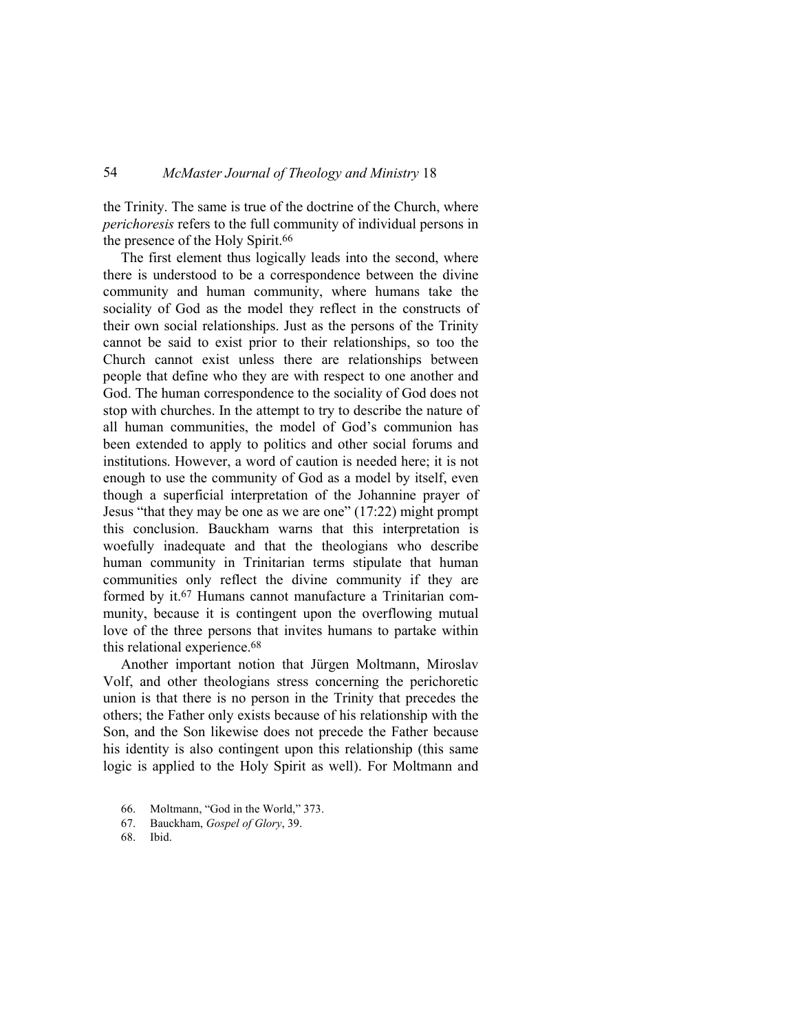the Trinity. The same is true of the doctrine of the Church, where *perichoresis* refers to the full community of individual persons in the presence of the Holy Spirit.[66]

The first element thus logically leads into the second, where there is understood to be a correspondence between the divine community and human community, where humans take the sociality of God as the model they reflect in the constructs of their own social relationships. Just as the persons of the Trinity cannot be said to exist prior to their relationships, so too the Church cannot exist unless there are relationships between people that define who they are with respect to one another and God. The human correspondence to the sociality of God does not stop with churches. In the attempt to try to describe the nature of all human communities, the model of God's communion has been extended to apply to politics and other social forums and institutions. However, a word of caution is needed here; it is not enough to use the community of God as a model by itself, even though a superficial interpretation of the Johannine prayer of Jesus "that they may be one as we are one" (17:22) might prompt this conclusion. Bauckham warns that this interpretation is woefully inadequate and that the theologians who describe human community in Trinitarian terms stipulate that human communities only reflect the divine community if they are formed by it.[67] Humans cannot manufacture a Trinitarian community, because it is contingent upon the overflowing mutual love of the three persons that invites humans to partake within this relational experience.[68]

Another important notion that Jürgen Moltmann, Miroslav Volf, and other theologians stress concerning the perichoretic union is that there is no person in the Trinity that precedes the others; the Father only exists because of his relationship with the Son, and the Son likewise does not precede the Father because his identity is also contingent upon this relationship (this same logic is applied to the Holy Spirit as well). For Moltmann and

66. Moltmann, "God in the World," 373.
67. Bauckham, *Gospel of Glory*, 39.
68. Ibid.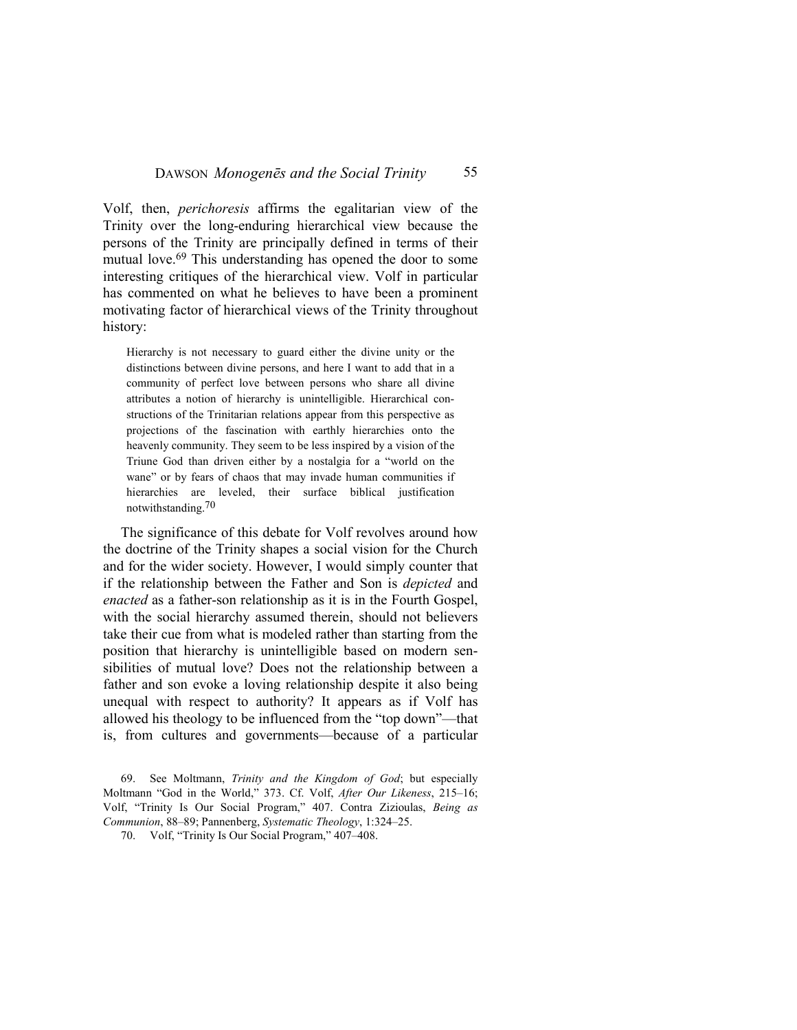Volf, then, *perichoresis* affirms the egalitarian view of the Trinity over the long-enduring hierarchical view because the persons of the Trinity are principally defined in terms of their mutual love.[69] This understanding has opened the door to some interesting critiques of the hierarchical view. Volf in particular has commented on what he believes to have been a prominent motivating factor of hierarchical views of the Trinity throughout history:

> Hierarchy is not necessary to guard either the divine unity or the distinctions between divine persons, and here I want to add that in a community of perfect love between persons who share all divine attributes a notion of hierarchy is unintelligible. Hierarchical constructions of the Trinitarian relations appear from this perspective as projections of the fascination with earthly hierarchies onto the heavenly community. They seem to be less inspired by a vision of the Triune God than driven either by a nostalgia for a "world on the wane" or by fears of chaos that may invade human communities if hierarchies are leveled, their surface biblical justification notwithstanding.[70]

The significance of this debate for Volf revolves around how the doctrine of the Trinity shapes a social vision for the Church and for the wider society. However, I would simply counter that if the relationship between the Father and Son is *depicted* and *enacted* as a father-son relationship as it is in the Fourth Gospel, with the social hierarchy assumed therein, should not believers take their cue from what is modeled rather than starting from the position that hierarchy is unintelligible based on modern sensibilities of mutual love? Does not the relationship between a father and son evoke a loving relationship despite it also being unequal with respect to authority? It appears as if Volf has allowed his theology to be influenced from the "top down"—that is, from cultures and governments—because of a particular

69. See Moltmann, *Trinity and the Kingdom of God*; but especially Moltmann "God in the World," 373. Cf. Volf, *After Our Likeness*, 215–16; Volf, "Trinity Is Our Social Program," 407. Contra Zizioulas, *Being as Communion*, 88–89; Pannenberg, *Systematic Theology*, 1:324–25.

70. Volf, "Trinity Is Our Social Program," 407–408.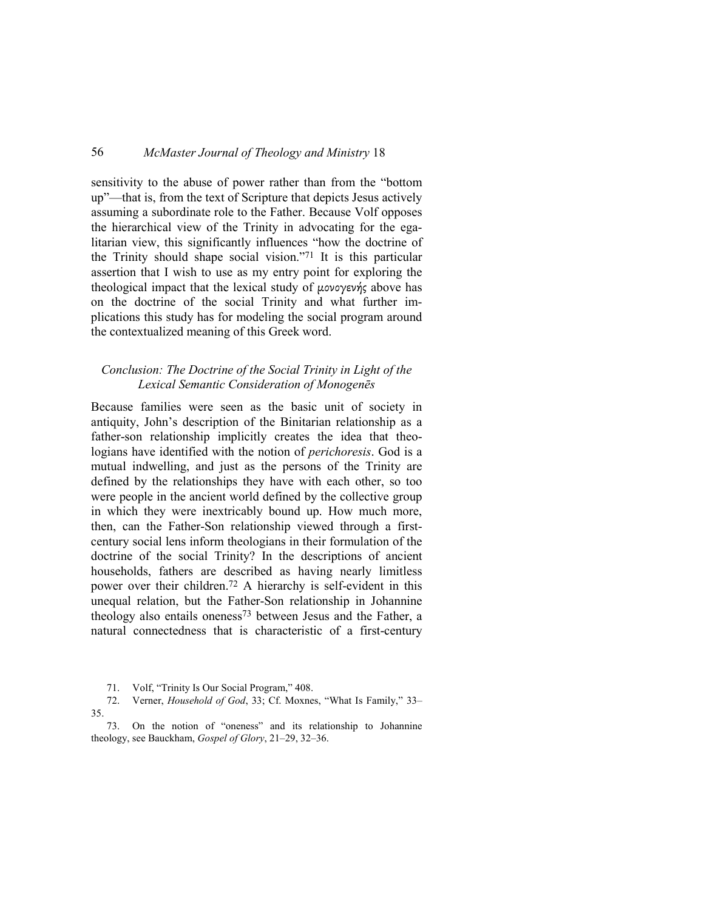sensitivity to the abuse of power rather than from the "bottom up"—that is, from the text of Scripture that depicts Jesus actively assuming a subordinate role to the Father. Because Volf opposes the hierarchical view of the Trinity in advocating for the egalitarian view, this significantly influences "how the doctrine of the Trinity should shape social vision."[71] It is this particular assertion that I wish to use as my entry point for exploring the theological impact that the lexical study of μονογενής above has on the doctrine of the social Trinity and what further implications this study has for modeling the social program around the contextualized meaning of this Greek word.

### *Conclusion: The Doctrine of the Social Trinity in Light of the Lexical Semantic Consideration of Monogenēs*

Because families were seen as the basic unit of society in antiquity, John's description of the Binitarian relationship as a father-son relationship implicitly creates the idea that theologians have identified with the notion of *perichoresis*. God is a mutual indwelling, and just as the persons of the Trinity are defined by the relationships they have with each other, so too were people in the ancient world defined by the collective group in which they were inextricably bound up. How much more, then, can the Father-Son relationship viewed through a first-century social lens inform theologians in their formulation of the doctrine of the social Trinity? In the descriptions of ancient households, fathers are described as having nearly limitless power over their children.[72] A hierarchy is self-evident in this unequal relation, but the Father-Son relationship in Johannine theology also entails oneness[73] between Jesus and the Father, a natural connectedness that is characteristic of a first-century

71. Volf, "Trinity Is Our Social Program," 408.

72. Verner, *Household of God*, 33; Cf. Moxnes, "What Is Family," 33–35.

73. On the notion of "oneness" and its relationship to Johannine theology, see Bauckham, *Gospel of Glory*, 21–29, 32–36.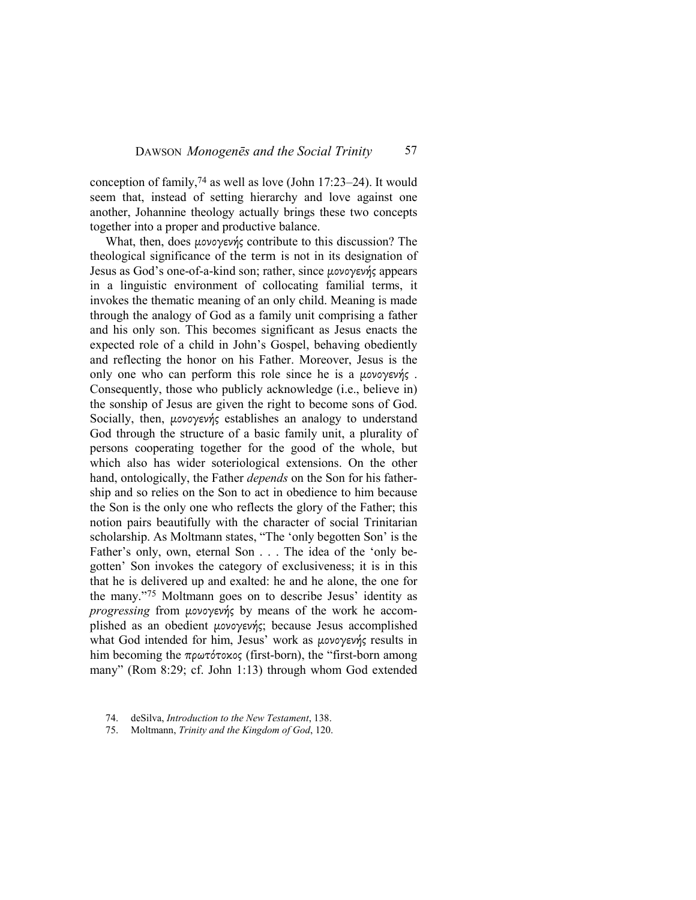conception of family,[74] as well as love (John 17:23–24). It would seem that, instead of setting hierarchy and love against one another, Johannine theology actually brings these two concepts together into a proper and productive balance.

What, then, does μονογενής contribute to this discussion? The theological significance of the term is not in its designation of Jesus as God's one-of-a-kind son; rather, since μονογενής appears in a linguistic environment of collocating familial terms, it invokes the thematic meaning of an only child. Meaning is made through the analogy of God as a family unit comprising a father and his only son. This becomes significant as Jesus enacts the expected role of a child in John's Gospel, behaving obediently and reflecting the honor on his Father. Moreover, Jesus is the only one who can perform this role since he is a μονογενής. Consequently, those who publicly acknowledge (i.e., believe in) the sonship of Jesus are given the right to become sons of God. Socially, then, μονογενής establishes an analogy to understand God through the structure of a basic family unit, a plurality of persons cooperating together for the good of the whole, but which also has wider soteriological extensions. On the other hand, ontologically, the Father *depends* on the Son for his fathership and so relies on the Son to act in obedience to him because the Son is the only one who reflects the glory of the Father; this notion pairs beautifully with the character of social Trinitarian scholarship. As Moltmann states, "The 'only begotten Son' is the Father's only, own, eternal Son . . . The idea of the 'only begotten' Son invokes the category of exclusiveness; it is in this that he is delivered up and exalted: he and he alone, the one for the many."[75] Moltmann goes on to describe Jesus' identity as *progressing* from μονογενής by means of the work he accomplished as an obedient μονογενής; because Jesus accomplished what God intended for him, Jesus' work as μονογενής results in him becoming the πρωτότοκος (first-born), the "first-born among many" (Rom 8:29; cf. John 1:13) through whom God extended

74. deSilva, *Introduction to the New Testament*, 138.

75. Moltmann, *Trinity and the Kingdom of God*, 120.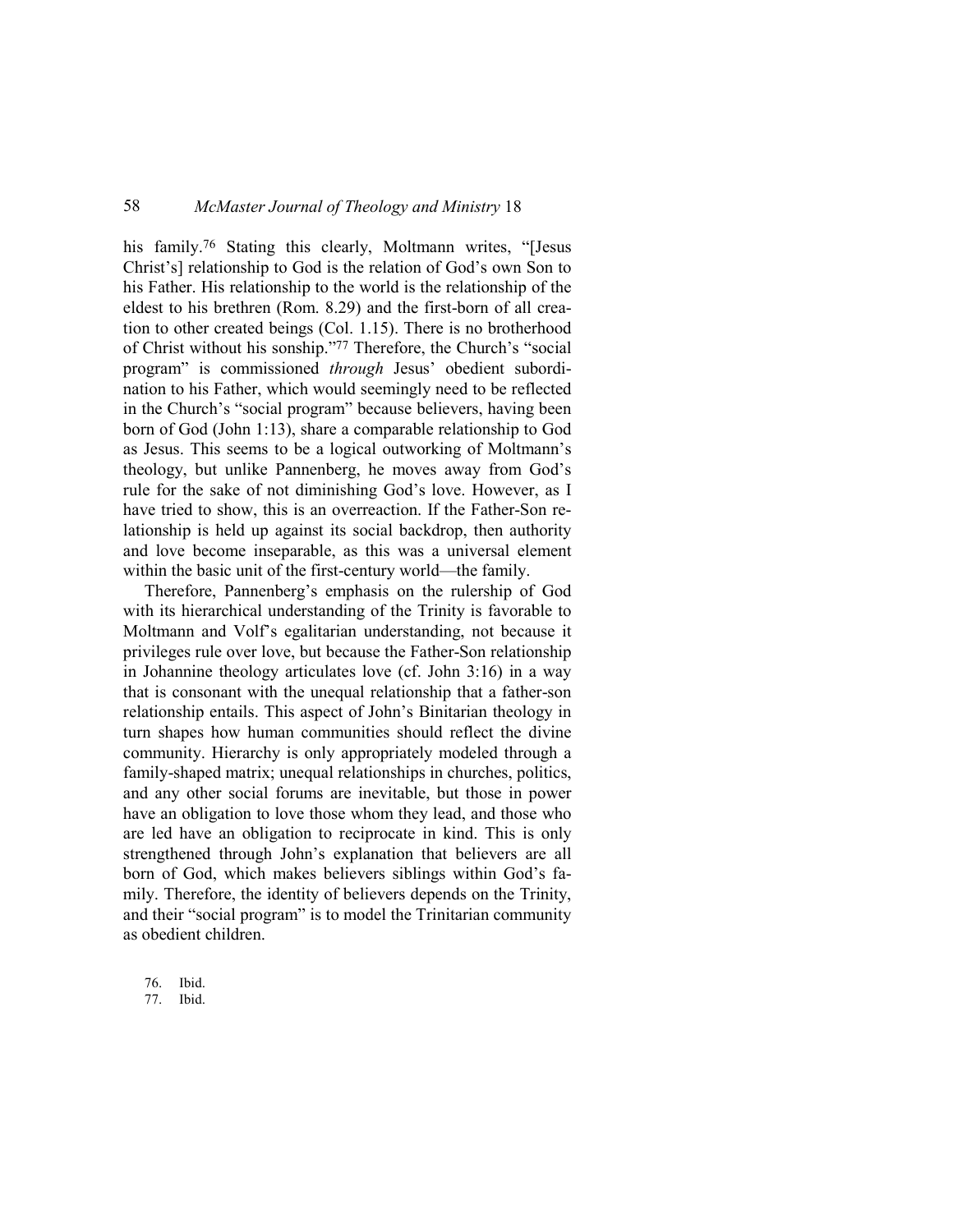his family.[76] Stating this clearly, Moltmann writes, "[Jesus Christ's] relationship to God is the relation of God's own Son to his Father. His relationship to the world is the relationship of the eldest to his brethren (Rom. 8.29) and the first-born of all creation to other created beings (Col. 1.15). There is no brotherhood of Christ without his sonship."[77] Therefore, the Church's "social program" is commissioned *through* Jesus' obedient subordination to his Father, which would seemingly need to be reflected in the Church's "social program" because believers, having been born of God (John 1:13), share a comparable relationship to God as Jesus. This seems to be a logical outworking of Moltmann's theology, but unlike Pannenberg, he moves away from God's rule for the sake of not diminishing God's love. However, as I have tried to show, this is an overreaction. If the Father-Son relationship is held up against its social backdrop, then authority and love become inseparable, as this was a universal element within the basic unit of the first-century world—the family.

Therefore, Pannenberg's emphasis on the rulership of God with its hierarchical understanding of the Trinity is favorable to Moltmann and Volf's egalitarian understanding, not because it privileges rule over love, but because the Father-Son relationship in Johannine theology articulates love (cf. John 3:16) in a way that is consonant with the unequal relationship that a father-son relationship entails. This aspect of John's Binitarian theology in turn shapes how human communities should reflect the divine community. Hierarchy is only appropriately modeled through a family-shaped matrix; unequal relationships in churches, politics, and any other social forums are inevitable, but those in power have an obligation to love those whom they lead, and those who are led have an obligation to reciprocate in kind. This is only strengthened through John's explanation that believers are all born of God, which makes believers siblings within God's family. Therefore, the identity of believers depends on the Trinity, and their "social program" is to model the Trinitarian community as obedient children.

76. Ibid.
77. Ibid.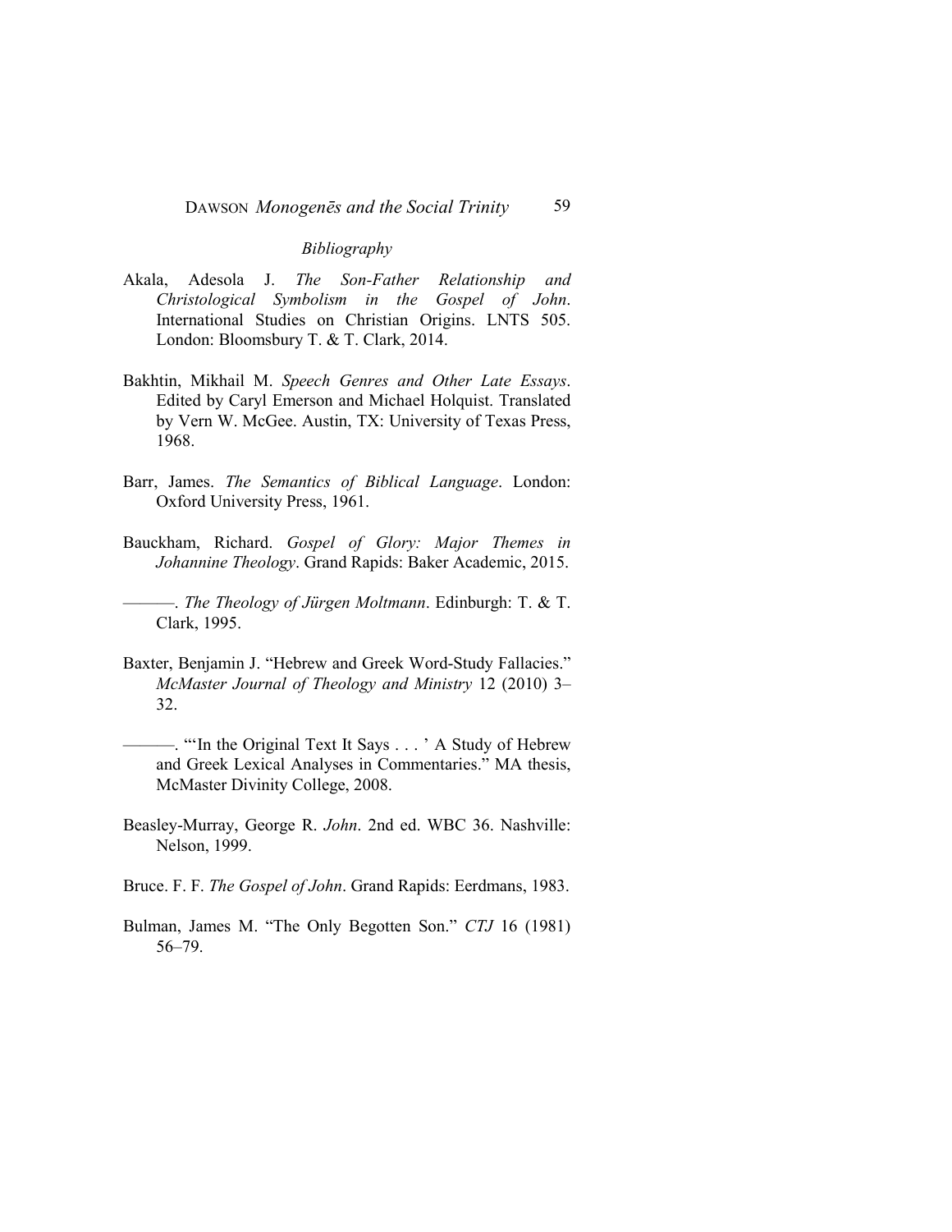*Bibliography*

Akala, Adesola J. *The Son-Father Relationship and Christological Symbolism in the Gospel of John*. International Studies on Christian Origins. LNTS 505. London: Bloomsbury T. & T. Clark, 2014.

Bakhtin, Mikhail M. *Speech Genres and Other Late Essays*. Edited by Caryl Emerson and Michael Holquist. Translated by Vern W. McGee. Austin, TX: University of Texas Press, 1968.

Barr, James. *The Semantics of Biblical Language*. London: Oxford University Press, 1961.

Bauckham, Richard. *Gospel of Glory: Major Themes in Johannine Theology*. Grand Rapids: Baker Academic, 2015.

———. *The Theology of Jürgen Moltmann*. Edinburgh: T. & T. Clark, 1995.

Baxter, Benjamin J. "Hebrew and Greek Word-Study Fallacies." *McMaster Journal of Theology and Ministry* 12 (2010) 3–32.

———. "'In the Original Text It Says . . . ' A Study of Hebrew and Greek Lexical Analyses in Commentaries." MA thesis, McMaster Divinity College, 2008.

Beasley-Murray, George R. *John*. 2nd ed. WBC 36. Nashville: Nelson, 1999.

Bruce. F. F. *The Gospel of John*. Grand Rapids: Eerdmans, 1983.

Bulman, James M. "The Only Begotten Son." *CTJ* 16 (1981) 56–79.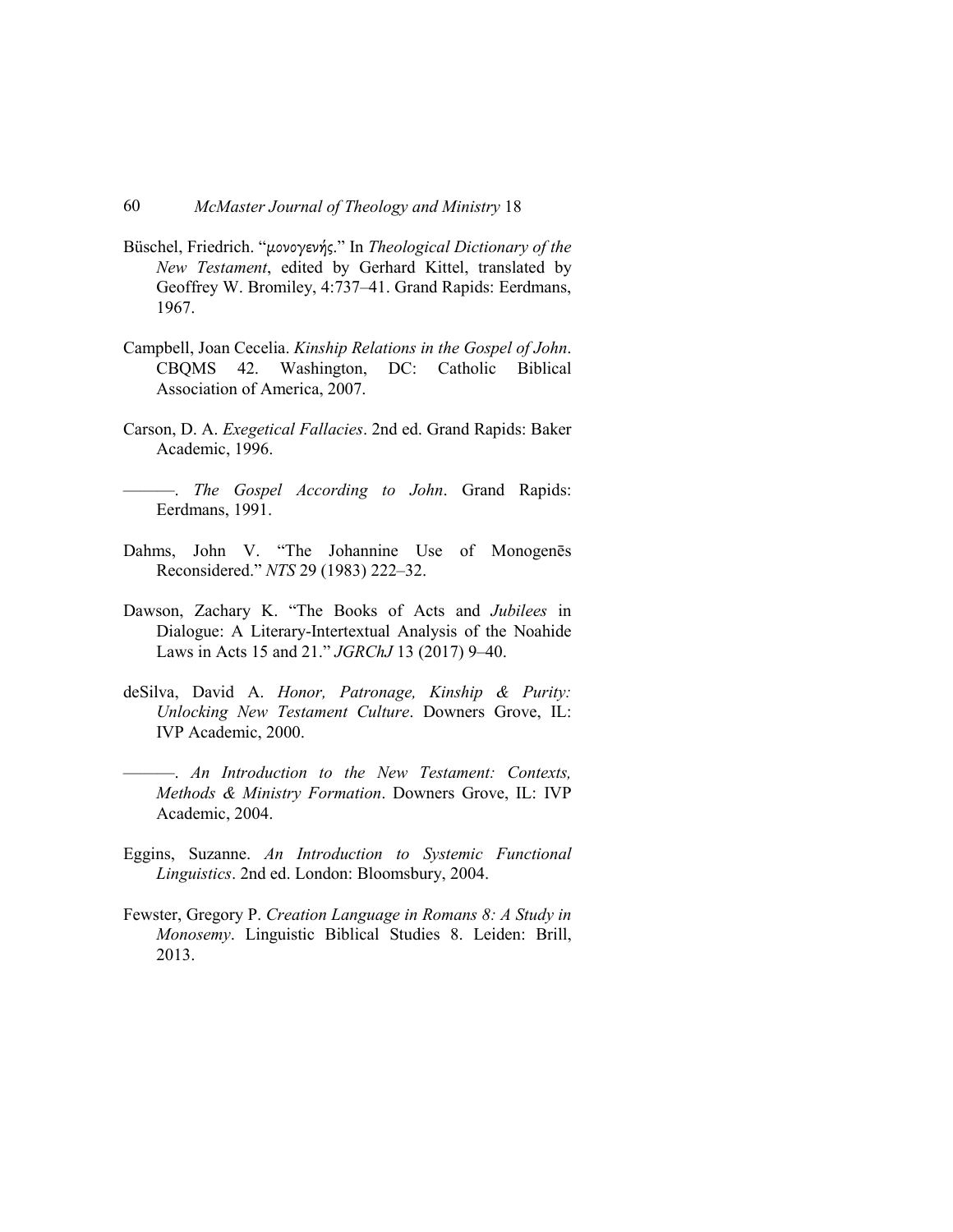Büschel, Friedrich. "μονογενής." In *Theological Dictionary of the New Testament*, edited by Gerhard Kittel, translated by Geoffrey W. Bromiley, 4:737–41. Grand Rapids: Eerdmans, 1967.

Campbell, Joan Cecelia. *Kinship Relations in the Gospel of John*. CBQMS 42. Washington, DC: Catholic Biblical Association of America, 2007.

Carson, D. A. *Exegetical Fallacies*. 2nd ed. Grand Rapids: Baker Academic, 1996.

———. *The Gospel According to John*. Grand Rapids: Eerdmans, 1991.

Dahms, John V. "The Johannine Use of Monogenēs Reconsidered." *NTS* 29 (1983) 222–32.

Dawson, Zachary K. "The Books of Acts and *Jubilees* in Dialogue: A Literary-Intertextual Analysis of the Noahide Laws in Acts 15 and 21." *JGRChJ* 13 (2017) 9–40.

deSilva, David A. *Honor, Patronage, Kinship & Purity: Unlocking New Testament Culture*. Downers Grove, IL: IVP Academic, 2000.

———. *An Introduction to the New Testament: Contexts, Methods & Ministry Formation*. Downers Grove, IL: IVP Academic, 2004.

Eggins, Suzanne. *An Introduction to Systemic Functional Linguistics*. 2nd ed. London: Bloomsbury, 2004.

Fewster, Gregory P. *Creation Language in Romans 8: A Study in Monosemy*. Linguistic Biblical Studies 8. Leiden: Brill, 2013.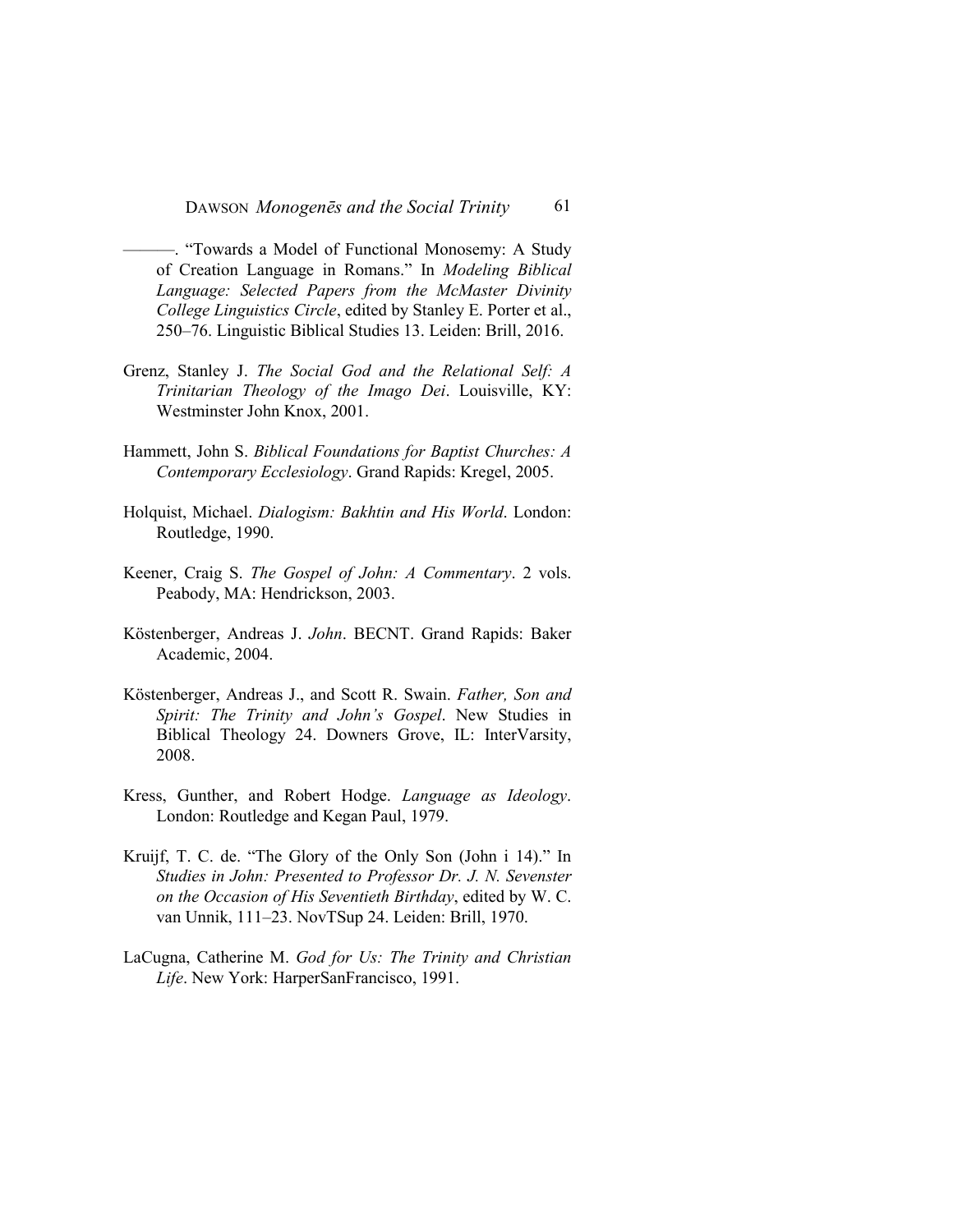———. "Towards a Model of Functional Monosemy: A Study of Creation Language in Romans." In *Modeling Biblical Language: Selected Papers from the McMaster Divinity College Linguistics Circle*, edited by Stanley E. Porter et al., 250–76. Linguistic Biblical Studies 13. Leiden: Brill, 2016.

Grenz, Stanley J. *The Social God and the Relational Self: A Trinitarian Theology of the Imago Dei*. Louisville, KY: Westminster John Knox, 2001.

Hammett, John S. *Biblical Foundations for Baptist Churches: A Contemporary Ecclesiology*. Grand Rapids: Kregel, 2005.

Holquist, Michael. *Dialogism: Bakhtin and His World*. London: Routledge, 1990.

Keener, Craig S. *The Gospel of John: A Commentary*. 2 vols. Peabody, MA: Hendrickson, 2003.

Köstenberger, Andreas J. *John*. BECNT. Grand Rapids: Baker Academic, 2004.

Köstenberger, Andreas J., and Scott R. Swain. *Father, Son and Spirit: The Trinity and John's Gospel*. New Studies in Biblical Theology 24. Downers Grove, IL: InterVarsity, 2008.

Kress, Gunther, and Robert Hodge. *Language as Ideology*. London: Routledge and Kegan Paul, 1979.

Kruijf, T. C. de. "The Glory of the Only Son (John i 14)." In *Studies in John: Presented to Professor Dr. J. N. Sevenster on the Occasion of His Seventieth Birthday*, edited by W. C. van Unnik, 111–23. NovTSup 24. Leiden: Brill, 1970.

LaCugna, Catherine M. *God for Us: The Trinity and Christian Life*. New York: HarperSanFrancisco, 1991.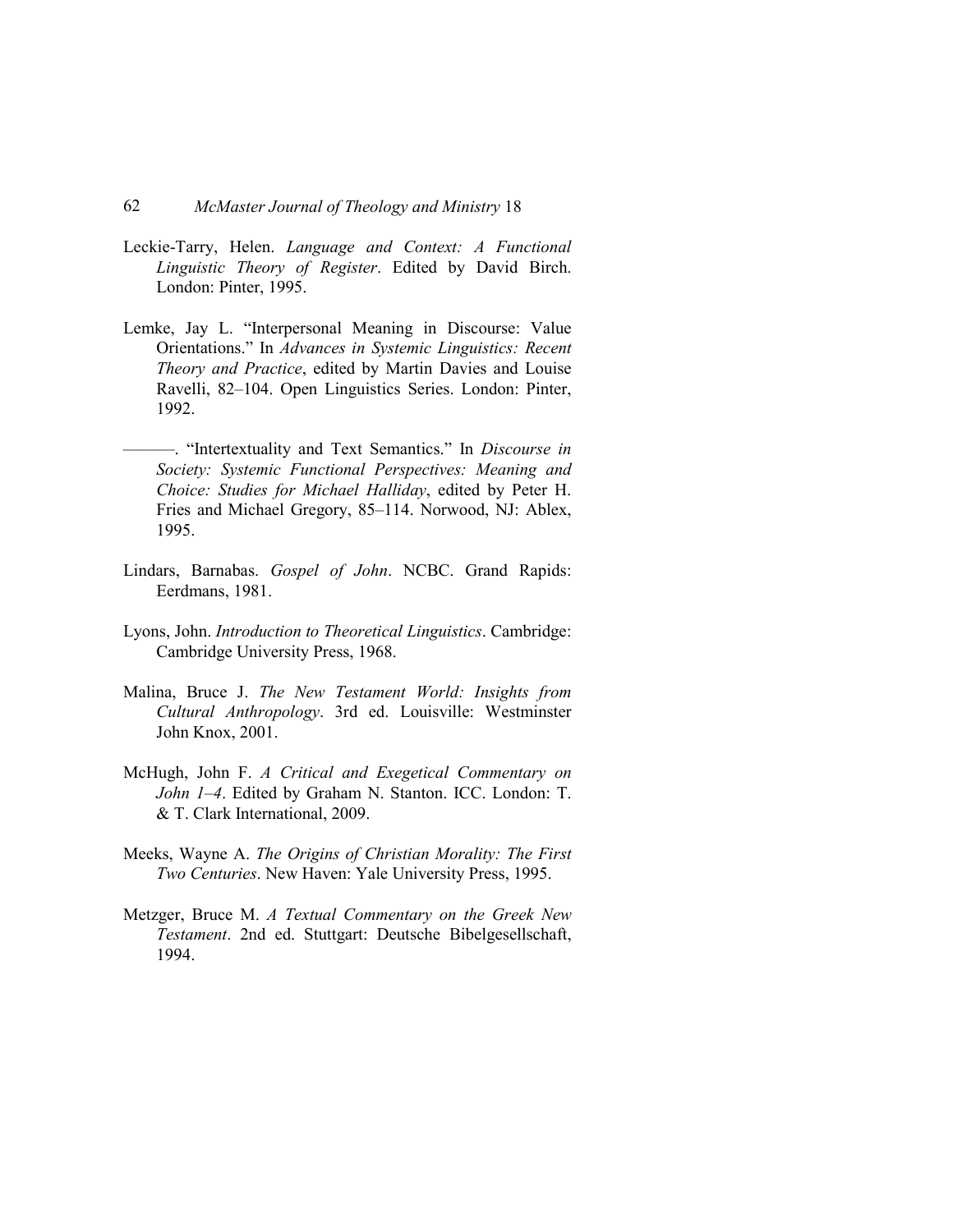Leckie-Tarry, Helen. *Language and Context: A Functional Linguistic Theory of Register*. Edited by David Birch. London: Pinter, 1995.

Lemke, Jay L. "Interpersonal Meaning in Discourse: Value Orientations." In *Advances in Systemic Linguistics: Recent Theory and Practice*, edited by Martin Davies and Louise Ravelli, 82–104. Open Linguistics Series. London: Pinter, 1992.

———. "Intertextuality and Text Semantics." In *Discourse in Society: Systemic Functional Perspectives: Meaning and Choice: Studies for Michael Halliday*, edited by Peter H. Fries and Michael Gregory, 85–114. Norwood, NJ: Ablex, 1995.

Lindars, Barnabas. *Gospel of John*. NCBC. Grand Rapids: Eerdmans, 1981.

Lyons, John. *Introduction to Theoretical Linguistics*. Cambridge: Cambridge University Press, 1968.

Malina, Bruce J. *The New Testament World: Insights from Cultural Anthropology*. 3rd ed. Louisville: Westminster John Knox, 2001.

McHugh, John F. *A Critical and Exegetical Commentary on John 1–4*. Edited by Graham N. Stanton. ICC. London: T. & T. Clark International, 2009.

Meeks, Wayne A. *The Origins of Christian Morality: The First Two Centuries*. New Haven: Yale University Press, 1995.

Metzger, Bruce M. *A Textual Commentary on the Greek New Testament*. 2nd ed. Stuttgart: Deutsche Bibelgesellschaft, 1994.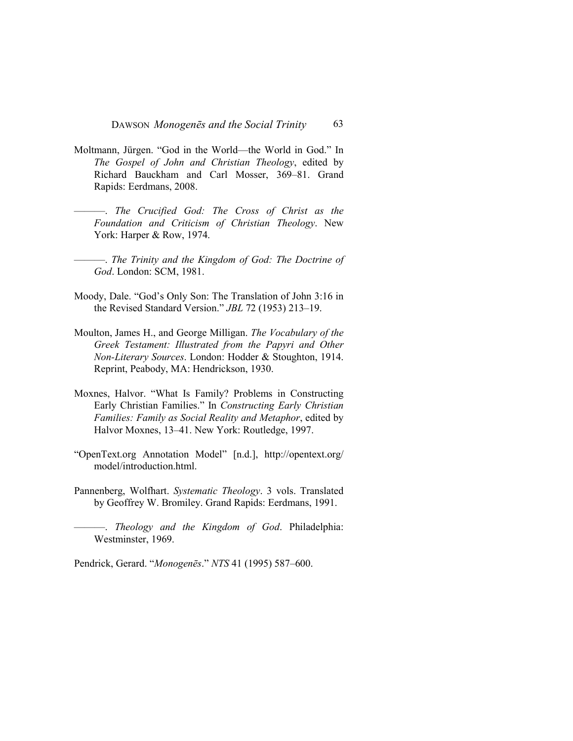Moltmann, Jürgen. "God in the World—the World in God." In *The Gospel of John and Christian Theology*, edited by Richard Bauckham and Carl Mosser, 369–81. Grand Rapids: Eerdmans, 2008.

———. *The Crucified God: The Cross of Christ as the Foundation and Criticism of Christian Theology*. New York: Harper & Row, 1974.

———. *The Trinity and the Kingdom of God: The Doctrine of God*. London: SCM, 1981.

Moody, Dale. "God's Only Son: The Translation of John 3:16 in the Revised Standard Version." *JBL* 72 (1953) 213–19.

Moulton, James H., and George Milligan. *The Vocabulary of the Greek Testament: Illustrated from the Papyri and Other Non-Literary Sources*. London: Hodder & Stoughton, 1914. Reprint, Peabody, MA: Hendrickson, 1930.

Moxnes, Halvor. "What Is Family? Problems in Constructing Early Christian Families." In *Constructing Early Christian Families: Family as Social Reality and Metaphor*, edited by Halvor Moxnes, 13–41. New York: Routledge, 1997.

"OpenText.org Annotation Model" [n.d.], http://opentext.org/model/introduction.html.

Pannenberg, Wolfhart. *Systematic Theology*. 3 vols. Translated by Geoffrey W. Bromiley. Grand Rapids: Eerdmans, 1991.

———. *Theology and the Kingdom of God*. Philadelphia: Westminster, 1969.

Pendrick, Gerard. "*Monogenēs*." *NTS* 41 (1995) 587–600.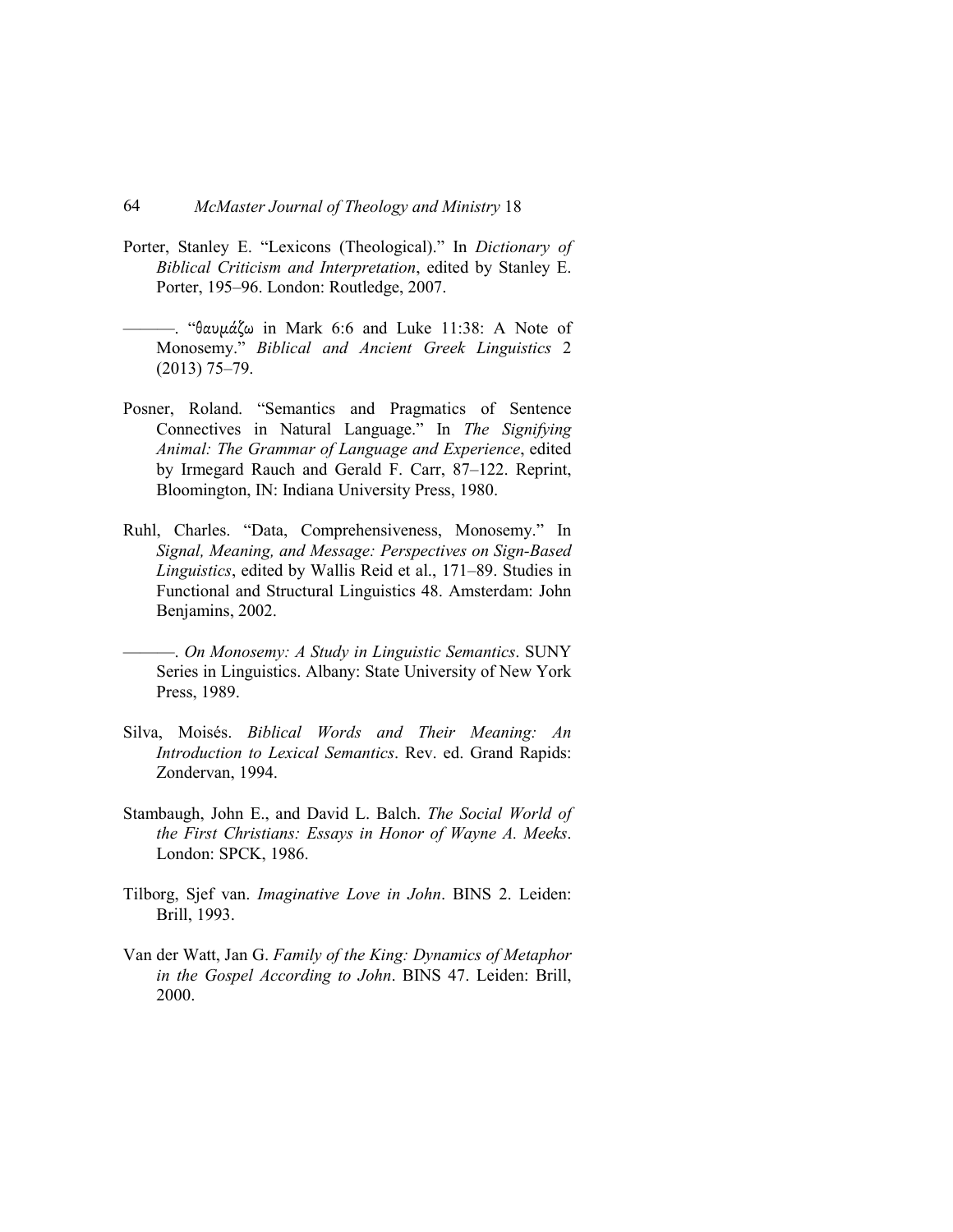Porter, Stanley E. "Lexicons (Theological)." In *Dictionary of Biblical Criticism and Interpretation*, edited by Stanley E. Porter, 195–96. London: Routledge, 2007.

———. "θαυμάζω in Mark 6:6 and Luke 11:38: A Note of Monosemy." *Biblical and Ancient Greek Linguistics* 2 (2013) 75–79.

Posner, Roland. "Semantics and Pragmatics of Sentence Connectives in Natural Language." In *The Signifying Animal: The Grammar of Language and Experience*, edited by Irmegard Rauch and Gerald F. Carr, 87–122. Reprint, Bloomington, IN: Indiana University Press, 1980.

Ruhl, Charles. "Data, Comprehensiveness, Monosemy." In *Signal, Meaning, and Message: Perspectives on Sign-Based Linguistics*, edited by Wallis Reid et al., 171–89. Studies in Functional and Structural Linguistics 48. Amsterdam: John Benjamins, 2002.

———. *On Monosemy: A Study in Linguistic Semantics*. SUNY Series in Linguistics. Albany: State University of New York Press, 1989.

Silva, Moisés. *Biblical Words and Their Meaning: An Introduction to Lexical Semantics*. Rev. ed. Grand Rapids: Zondervan, 1994.

Stambaugh, John E., and David L. Balch. *The Social World of the First Christians: Essays in Honor of Wayne A. Meeks*. London: SPCK, 1986.

Tilborg, Sjef van. *Imaginative Love in John*. BINS 2. Leiden: Brill, 1993.

Van der Watt, Jan G. *Family of the King: Dynamics of Metaphor in the Gospel According to John*. BINS 47. Leiden: Brill, 2000.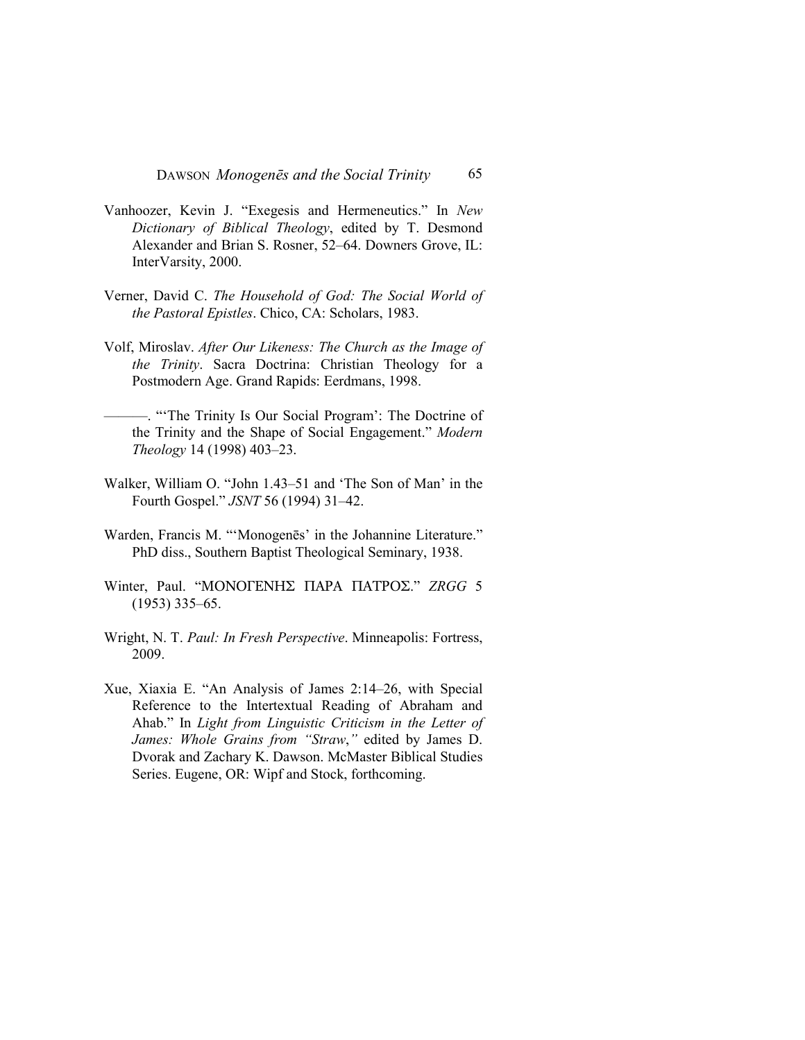Vanhoozer, Kevin J. "Exegesis and Hermeneutics." In *New Dictionary of Biblical Theology*, edited by T. Desmond Alexander and Brian S. Rosner, 52–64. Downers Grove, IL: InterVarsity, 2000.

Verner, David C. *The Household of God: The Social World of the Pastoral Epistles*. Chico, CA: Scholars, 1983.

Volf, Miroslav. *After Our Likeness: The Church as the Image of the Trinity*. Sacra Doctrina: Christian Theology for a Postmodern Age. Grand Rapids: Eerdmans, 1998.

———. "'The Trinity Is Our Social Program': The Doctrine of the Trinity and the Shape of Social Engagement." *Modern Theology* 14 (1998) 403–23.

Walker, William O. "John 1.43–51 and 'The Son of Man' in the Fourth Gospel." *JSNT* 56 (1994) 31–42.

Warden, Francis M. "'Monogenēs' in the Johannine Literature." PhD diss., Southern Baptist Theological Seminary, 1938.

Winter, Paul. "ΜΟΝΟΓΕΝΗΣ ΠΑΡΑ ΠΑΤΡΟΣ." *ZRGG* 5 (1953) 335–65.

Wright, N. T. *Paul: In Fresh Perspective*. Minneapolis: Fortress, 2009.

Xue, Xiaxia E. "An Analysis of James 2:14–26, with Special Reference to the Intertextual Reading of Abraham and Ahab." In *Light from Linguistic Criticism in the Letter of James: Whole Grains from "Straw,"* edited by James D. Dvorak and Zachary K. Dawson. McMaster Biblical Studies Series. Eugene, OR: Wipf and Stock, forthcoming.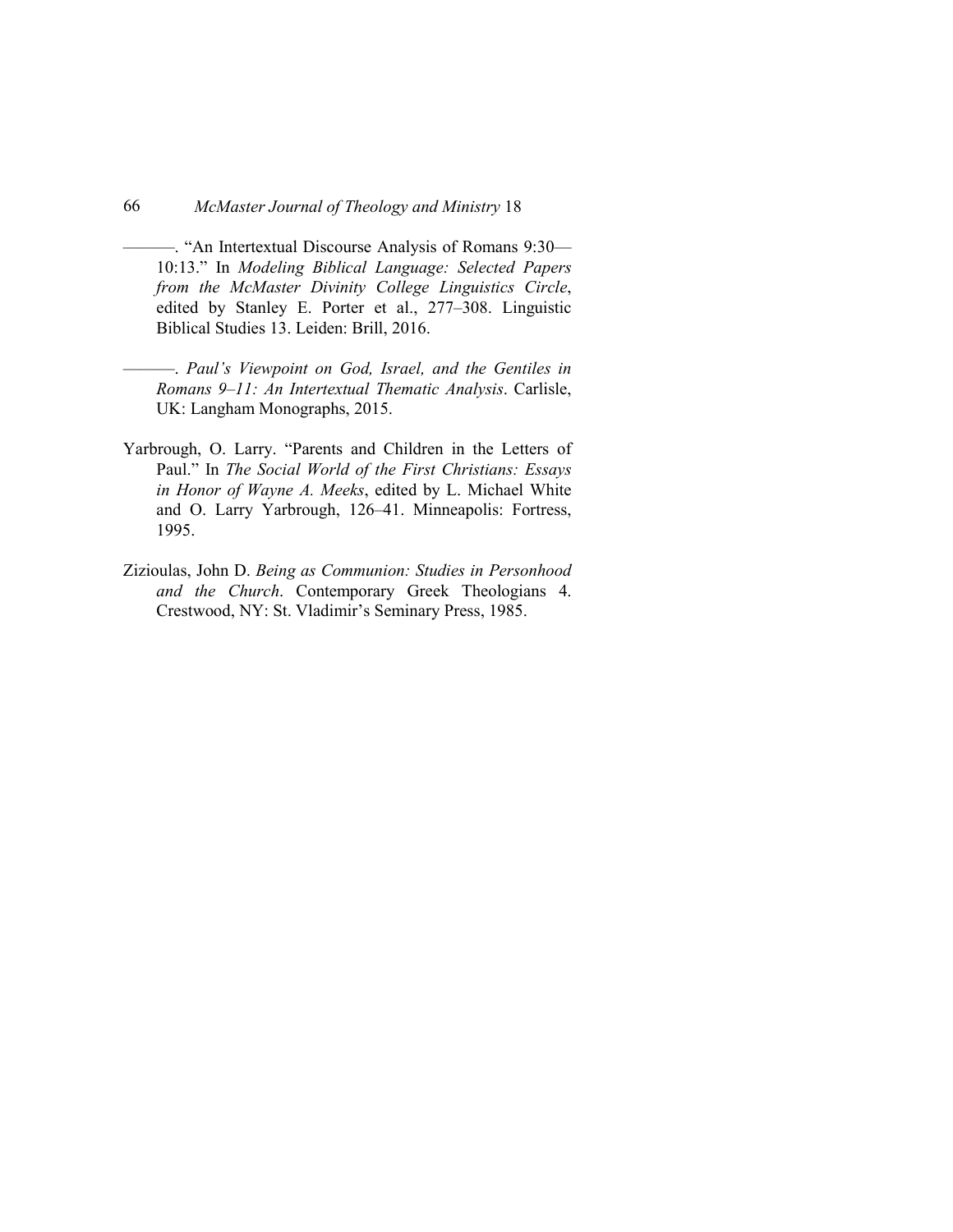———. "An Intertextual Discourse Analysis of Romans 9:30—10:13." In *Modeling Biblical Language: Selected Papers from the McMaster Divinity College Linguistics Circle*, edited by Stanley E. Porter et al., 277–308. Linguistic Biblical Studies 13. Leiden: Brill, 2016.

———. *Paul's Viewpoint on God, Israel, and the Gentiles in Romans 9–11: An Intertextual Thematic Analysis*. Carlisle, UK: Langham Monographs, 2015.

Yarbrough, O. Larry. "Parents and Children in the Letters of Paul." In *The Social World of the First Christians: Essays in Honor of Wayne A. Meeks*, edited by L. Michael White and O. Larry Yarbrough, 126–41. Minneapolis: Fortress, 1995.

Zizioulas, John D. *Being as Communion: Studies in Personhood and the Church*. Contemporary Greek Theologians 4. Crestwood, NY: St. Vladimir's Seminary Press, 1985.